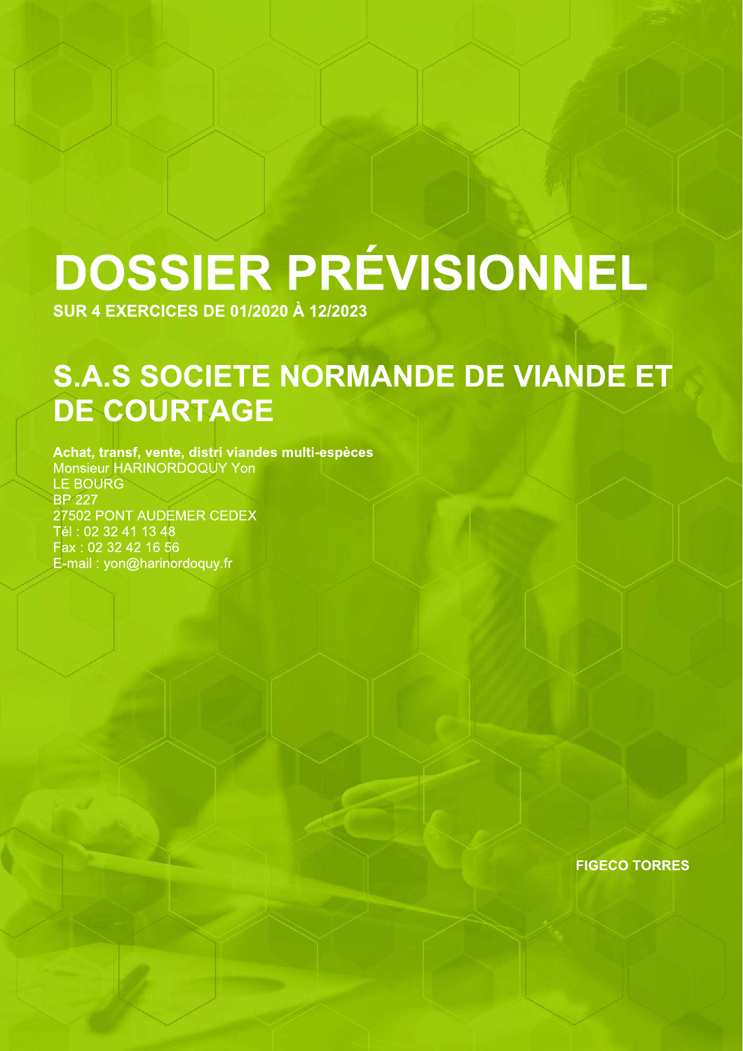# DOSSIER PRÉVISIONNEL

**SUR 4 EXERCICES DE 01/2020 À 12/2023**

## S.A.S SOCIETE NORMANDE DE VIANDE ET DE COURTAGE

**Achat, transf, vente, distri viandes multi-espèces**
Monsieur HARINORDOQUY Yon
LE BOURG
BP 227
27502 PONT AUDEMER CEDEX
Tél : 02 32 41 13 48
Fax : 02 32 42 16 56
E-mail : yon@harinordoquy.fr

**FIGECO TORRES**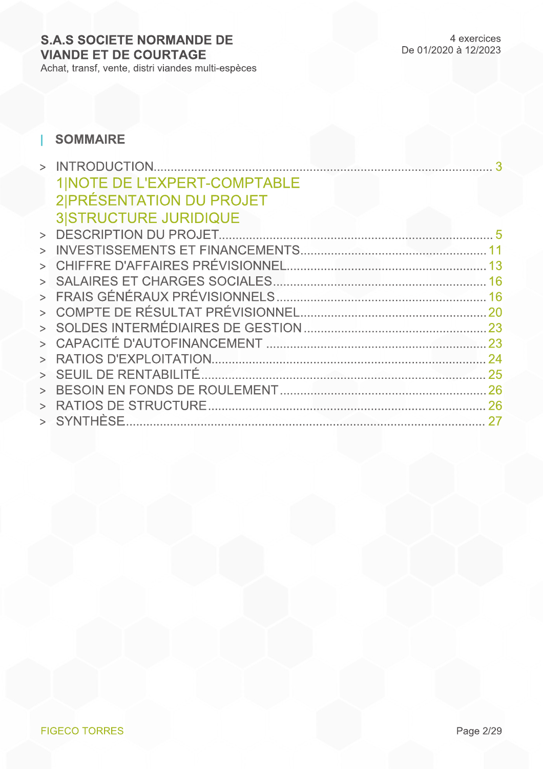## SOMMAIRE

- > INTRODUCTION ..... 3
  - 1|NOTE DE L'EXPERT-COMPTABLE
  - 2|PRÉSENTATION DU PROJET
  - 3|STRUCTURE JURIDIQUE
- > DESCRIPTION DU PROJET ..... 5
- > INVESTISSEMENTS ET FINANCEMENTS ..... 11
- > CHIFFRE D'AFFAIRES PRÉVISIONNEL ..... 13
- > SALAIRES ET CHARGES SOCIALES ..... 16
- > FRAIS GÉNÉRAUX PRÉVISIONNELS ..... 16
- > COMPTE DE RÉSULTAT PRÉVISIONNEL ..... 20
- > SOLDES INTERMÉDIAIRES DE GESTION ..... 23
- > CAPACITÉ D'AUTOFINANCEMENT ..... 23
- > RATIOS D'EXPLOITATION ..... 24
- > SEUIL DE RENTABILITÉ ..... 25
- > BESOIN EN FONDS DE ROULEMENT ..... 26
- > RATIOS DE STRUCTURE ..... 26
- > SYNTHÈSE ..... 27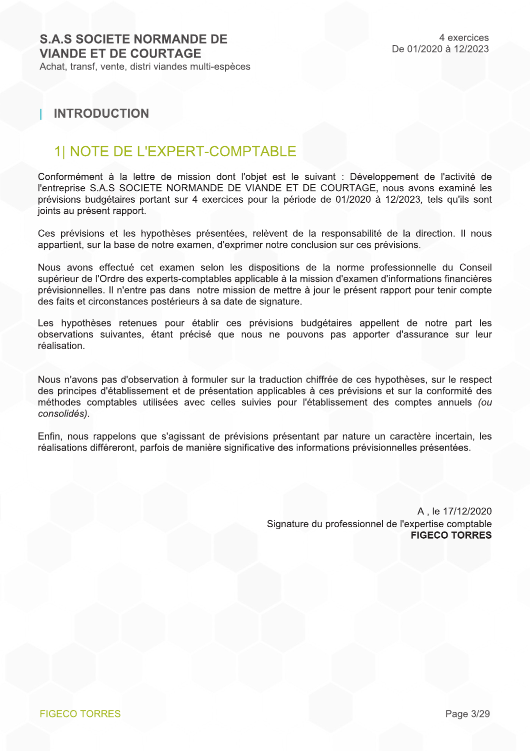# INTRODUCTION

## 1| NOTE DE L'EXPERT-COMPTABLE

Conformément à la lettre de mission dont l'objet est le suivant : Développement de l'activité de l'entreprise S.A.S SOCIETE NORMANDE DE VIANDE ET DE COURTAGE, nous avons examiné les prévisions budgétaires portant sur 4 exercices pour la période de 01/2020 à 12/2023, tels qu'ils sont joints au présent rapport.

Ces prévisions et les hypothèses présentées, relèvent de la responsabilité de la direction. Il nous appartient, sur la base de notre examen, d'exprimer notre conclusion sur ces prévisions.

Nous avons effectué cet examen selon les dispositions de la norme professionnelle du Conseil supérieur de l'Ordre des experts-comptables applicable à la mission d'examen d'informations financières prévisionnelles. Il n'entre pas dans notre mission de mettre à jour le présent rapport pour tenir compte des faits et circonstances postérieurs à sa date de signature.

Les hypothèses retenues pour établir ces prévisions budgétaires appellent de notre part les observations suivantes, étant précisé que nous ne pouvons pas apporter d'assurance sur leur réalisation.

Nous n'avons pas d'observation à formuler sur la traduction chiffrée de ces hypothèses, sur le respect des principes d'établissement et de présentation applicables à ces prévisions et sur la conformité des méthodes comptables utilisées avec celles suivies pour l'établissement des comptes annuels *(ou consolidés)*.

Enfin, nous rappelons que s'agissant de prévisions présentant par nature un caractère incertain, les réalisations différeront, parfois de manière significative des informations prévisionnelles présentées.

A , le 17/12/2020
Signature du professionnel de l'expertise comptable
**FIGECO TORRES**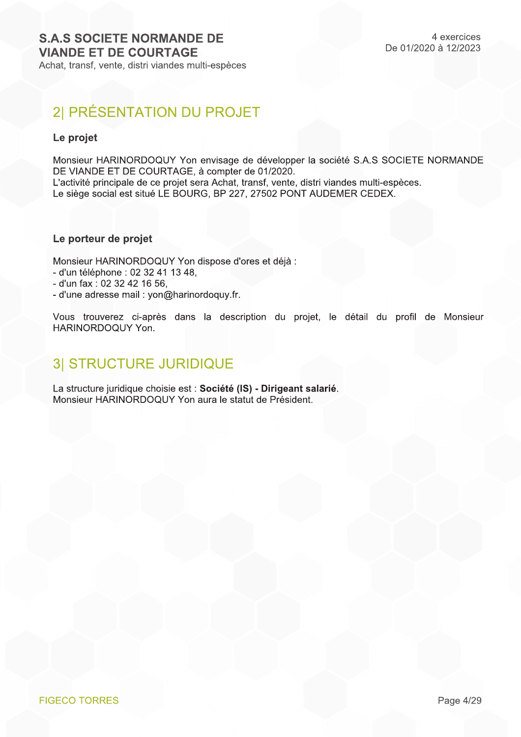## 2| PRÉSENTATION DU PROJET

### Le projet

Monsieur HARINORDOQUY Yon envisage de développer la société S.A.S SOCIETE NORMANDE DE VIANDE ET DE COURTAGE, à compter de 01/2020.
L'activité principale de ce projet sera Achat, transf, vente, distri viandes multi-espèces.
Le siège social est situé LE BOURG, BP 227, 27502 PONT AUDEMER CEDEX.

### Le porteur de projet

Monsieur HARINORDOQUY Yon dispose d'ores et déjà :
- d'un téléphone : 02 32 41 13 48,
- d'un fax : 02 32 42 16 56,
- d'une adresse mail : yon@harinordoquy.fr.

Vous trouverez ci-après dans la description du projet, le détail du profil de Monsieur HARINORDOQUY Yon.

## 3| STRUCTURE JURIDIQUE

La structure juridique choisie est : **Société (IS) - Dirigeant salarié**.
Monsieur HARINORDOQUY Yon aura le statut de Président.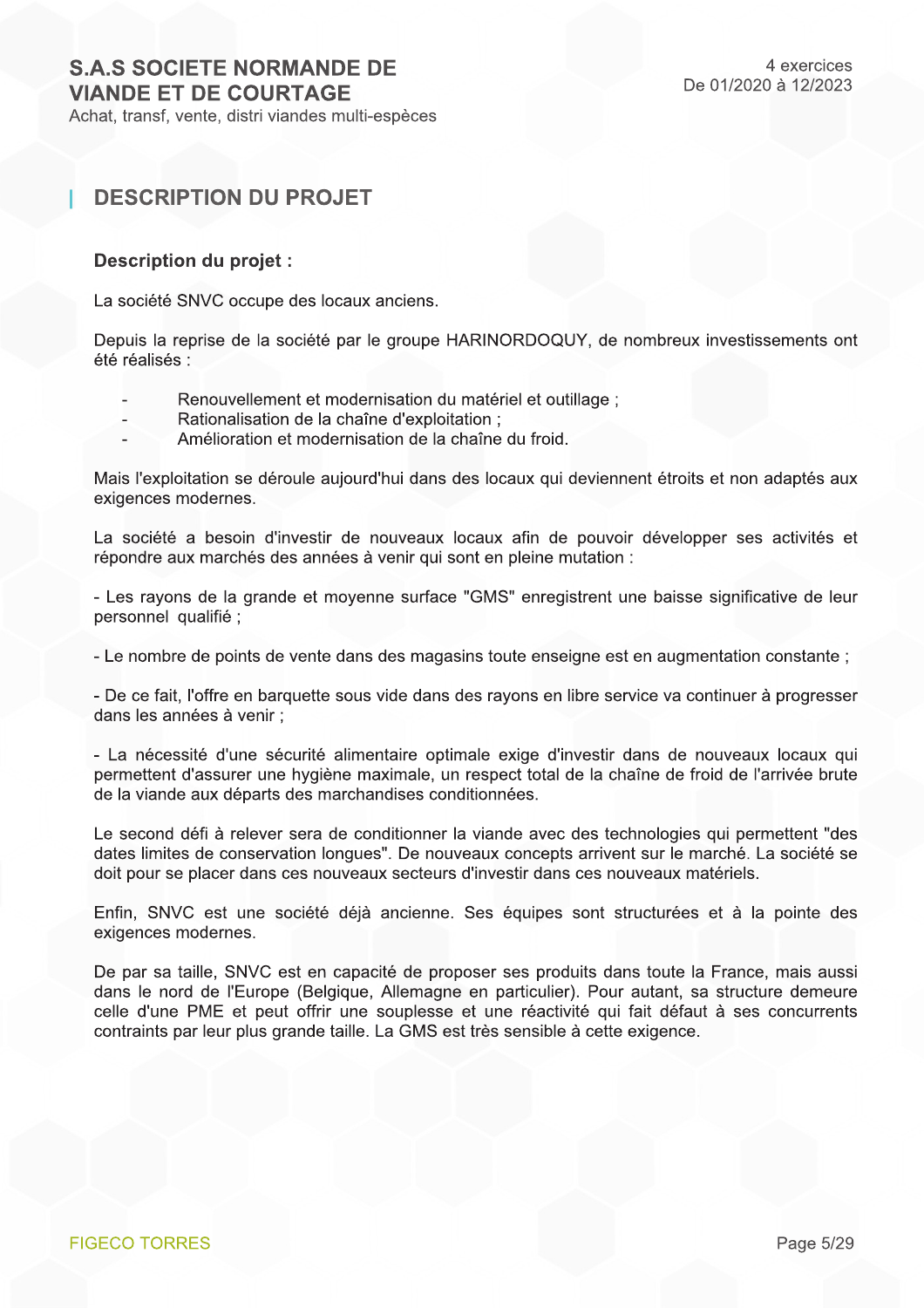## DESCRIPTION DU PROJET

### Description du projet :

La société SNVC occupe des locaux anciens.

Depuis la reprise de la société par le groupe HARINORDOQUY, de nombreux investissements ont été réalisés :

- Renouvellement et modernisation du matériel et outillage ;
- Rationalisation de la chaîne d'exploitation ;
- Amélioration et modernisation de la chaîne du froid.

Mais l'exploitation se déroule aujourd'hui dans des locaux qui deviennent étroits et non adaptés aux exigences modernes.

La société a besoin d'investir de nouveaux locaux afin de pouvoir développer ses activités et répondre aux marchés des années à venir qui sont en pleine mutation :

- Les rayons de la grande et moyenne surface "GMS" enregistrent une baisse significative de leur personnel qualifié ;

- Le nombre de points de vente dans des magasins toute enseigne est en augmentation constante ;

- De ce fait, l'offre en barquette sous vide dans des rayons en libre service va continuer à progresser dans les années à venir ;

- La nécessité d'une sécurité alimentaire optimale exige d'investir dans de nouveaux locaux qui permettent d'assurer une hygiène maximale, un respect total de la chaîne de froid de l'arrivée brute de la viande aux départs des marchandises conditionnées.

Le second défi à relever sera de conditionner la viande avec des technologies qui permettent "des dates limites de conservation longues". De nouveaux concepts arrivent sur le marché. La société se doit pour se placer dans ces nouveaux secteurs d'investir dans ces nouveaux matériels.

Enfin, SNVC est une société déjà ancienne. Ses équipes sont structurées et à la pointe des exigences modernes.

De par sa taille, SNVC est en capacité de proposer ses produits dans toute la France, mais aussi dans le nord de l'Europe (Belgique, Allemagne en particulier). Pour autant, sa structure demeure celle d'une PME et peut offrir une souplesse et une réactivité qui fait défaut à ses concurrents contraints par leur plus grande taille. La GMS est très sensible à cette exigence.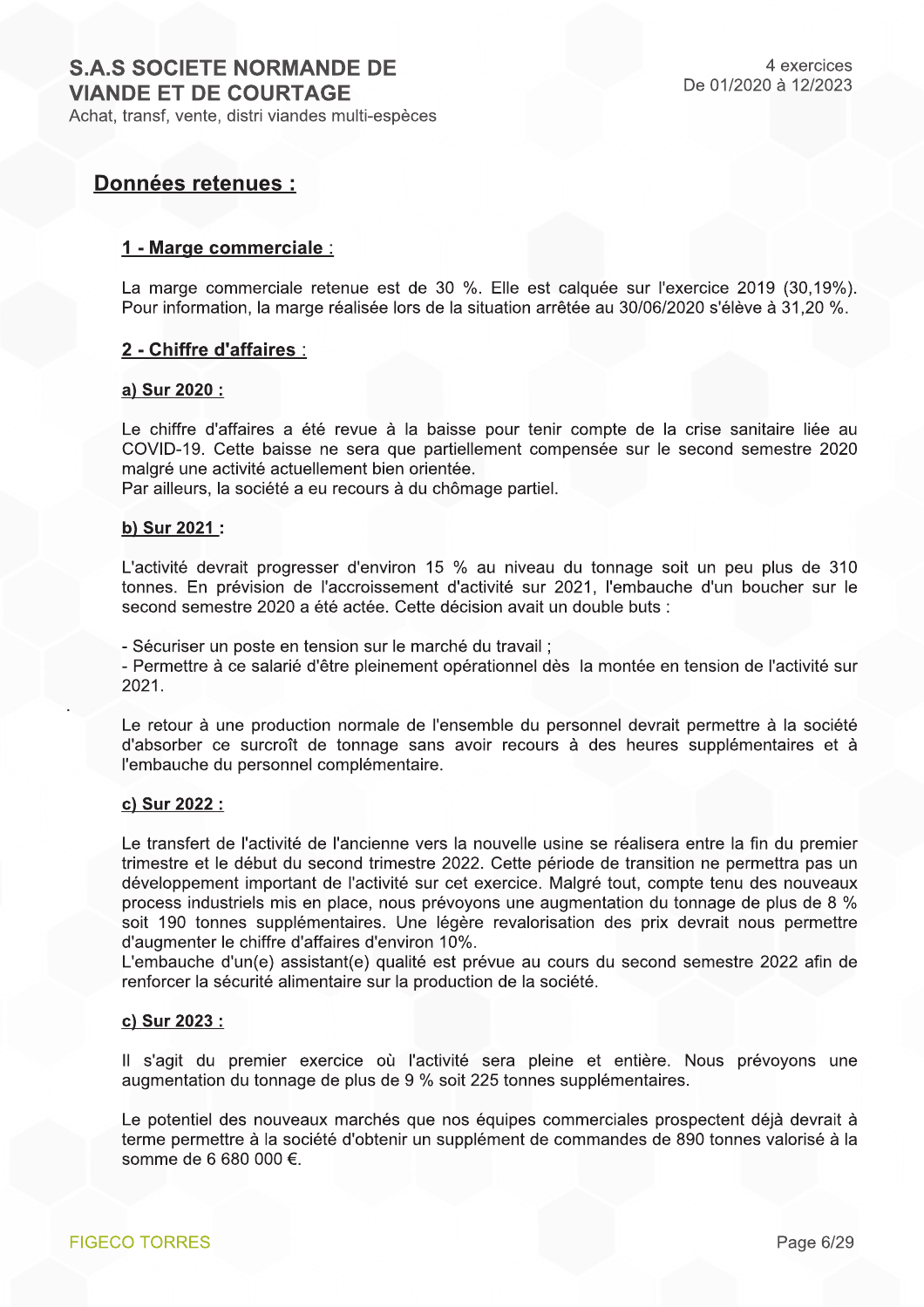## Données retenues :

### 1 - Marge commerciale :

La marge commerciale retenue est de 30 %. Elle est calquée sur l'exercice 2019 (30,19%). Pour information, la marge réalisée lors de la situation arrêtée au 30/06/2020 s'élève à 31,20 %.

### 2 - Chiffre d'affaires :

#### a) Sur 2020 :

Le chiffre d'affaires a été revue à la baisse pour tenir compte de la crise sanitaire liée au COVID-19. Cette baisse ne sera que partiellement compensée sur le second semestre 2020 malgré une activité actuellement bien orientée.
Par ailleurs, la société a eu recours à du chômage partiel.

#### b) Sur 2021 :

L'activité devrait progresser d'environ 15 % au niveau du tonnage soit un peu plus de 310 tonnes. En prévision de l'accroissement d'activité sur 2021, l'embauche d'un boucher sur le second semestre 2020 a été actée. Cette décision avait un double buts :

- Sécuriser un poste en tension sur le marché du travail ;
- Permettre à ce salarié d'être pleinement opérationnel dès la montée en tension de l'activité sur 2021.

Le retour à une production normale de l'ensemble du personnel devrait permettre à la société d'absorber ce surcroît de tonnage sans avoir recours à des heures supplémentaires et à l'embauche du personnel complémentaire.

#### c) Sur 2022 :

Le transfert de l'activité de l'ancienne vers la nouvelle usine se réalisera entre la fin du premier trimestre et le début du second trimestre 2022. Cette période de transition ne permettra pas un développement important de l'activité sur cet exercice. Malgré tout, compte tenu des nouveaux process industriels mis en place, nous prévoyons une augmentation du tonnage de plus de 8 % soit 190 tonnes supplémentaires. Une légère revalorisation des prix devrait nous permettre d'augmenter le chiffre d'affaires d'environ 10%.
L'embauche d'un(e) assistant(e) qualité est prévue au cours du second semestre 2022 afin de renforcer la sécurité alimentaire sur la production de la société.

#### c) Sur 2023 :

Il s'agit du premier exercice où l'activité sera pleine et entière. Nous prévoyons une augmentation du tonnage de plus de 9 % soit 225 tonnes supplémentaires.

Le potentiel des nouveaux marchés que nos équipes commerciales prospectent déjà devrait à terme permettre à la société d'obtenir un supplément de commandes de 890 tonnes valorisé à la somme de 6 680 000 €.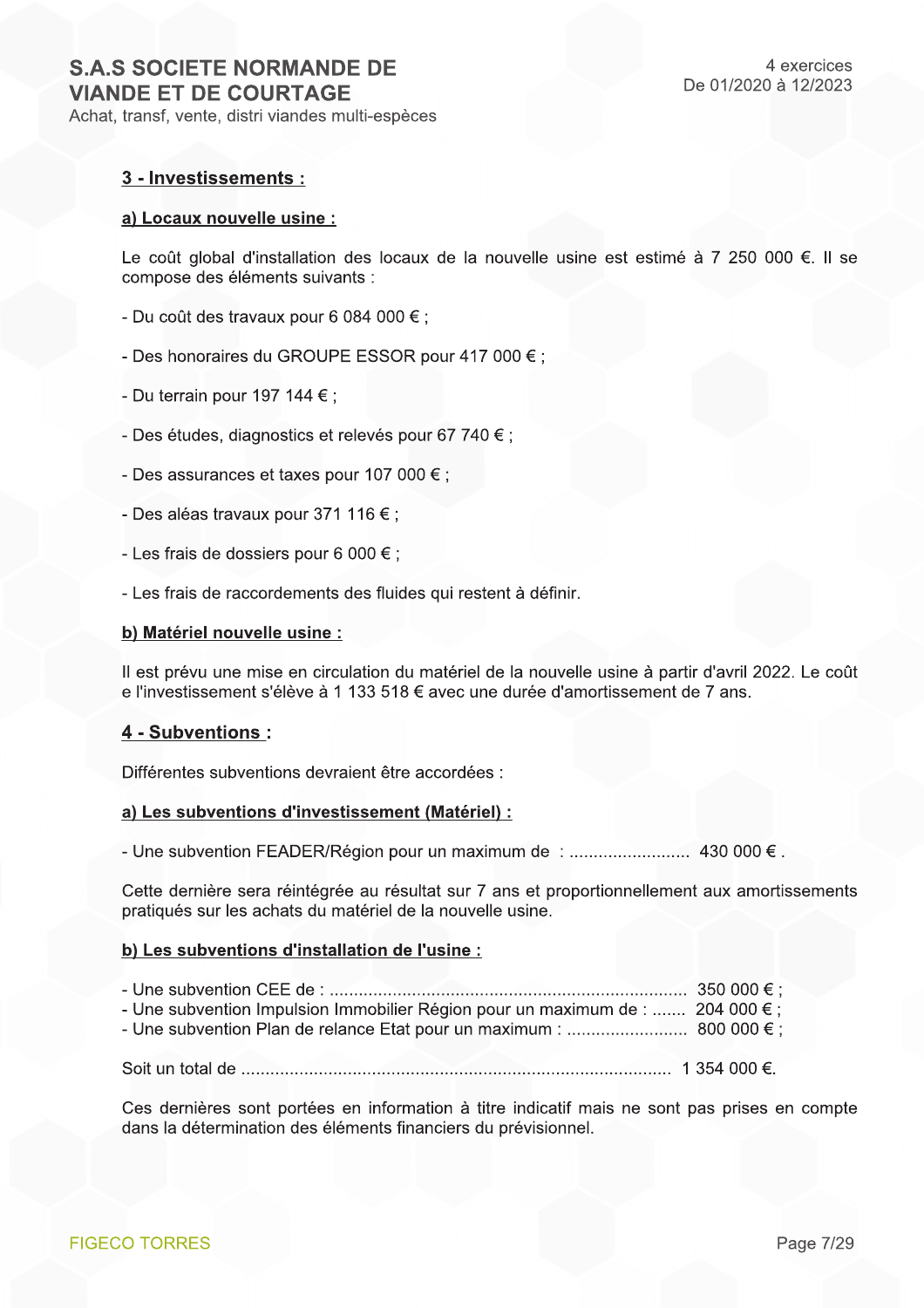## 3 - Investissements :

### a) Locaux nouvelle usine :

Le coût global d'installation des locaux de la nouvelle usine est estimé à 7 250 000 €. Il se compose des éléments suivants :

- Du coût des travaux pour 6 084 000 € ;

- Des honoraires du GROUPE ESSOR pour 417 000 € ;

- Du terrain pour 197 144 € ;

- Des études, diagnostics et relevés pour 67 740 € ;

- Des assurances et taxes pour 107 000 € ;

- Des aléas travaux pour 371 116 € ;

- Les frais de dossiers pour 6 000 € ;

- Les frais de raccordements des fluides qui restent à définir.

### b) Matériel nouvelle usine :

Il est prévu une mise en circulation du matériel de la nouvelle usine à partir d'avril 2022. Le coût e l'investissement s'élève à 1 133 518 € avec une durée d'amortissement de 7 ans.

## 4 - Subventions :

Différentes subventions devraient être accordées :

### a) Les subventions d'investissement (Matériel) :

- Une subvention FEADER/Région pour un maximum de : ......................... 430 000 €.

Cette dernière sera réintégrée au résultat sur 7 ans et proportionnellement aux amortissements pratiqués sur les achats du matériel de la nouvelle usine.

### b) Les subventions d'installation de l'usine :

- Une subvention CEE de : ......................................................................... 350 000 € ;
- Une subvention Impulsion Immobilier Région pour un maximum de : ....... 204 000 € ;
- Une subvention Plan de relance Etat pour un maximum : ......................... 800 000 € ;

Soit un total de ....................................................................................... 1 354 000 €.

Ces dernières sont portées en information à titre indicatif mais ne sont pas prises en compte dans la détermination des éléments financiers du prévisionnel.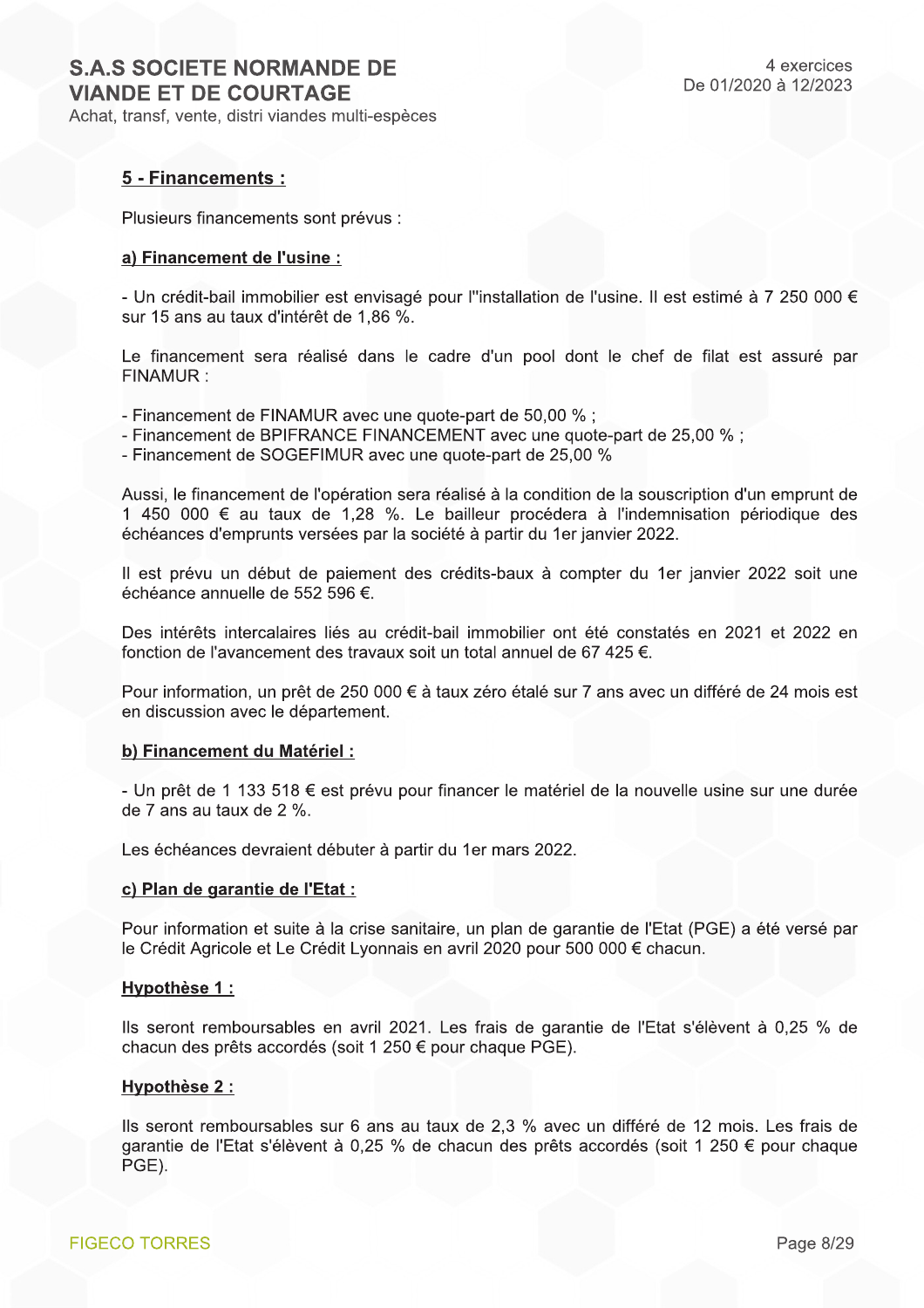## 5 - Financements :

Plusieurs financements sont prévus :

### a) Financement de l'usine :

- Un crédit-bail immobilier est envisagé pour l''installation de l'usine. Il est estimé à 7 250 000 € sur 15 ans au taux d'intérêt de 1,86 %.

Le financement sera réalisé dans le cadre d'un pool dont le chef de filat est assuré par FINAMUR :

- Financement de FINAMUR avec une quote-part de 50,00 % ;
- Financement de BPIFRANCE FINANCEMENT avec une quote-part de 25,00 % ;
- Financement de SOGEFIMUR avec une quote-part de 25,00 %

Aussi, le financement de l'opération sera réalisé à la condition de la souscription d'un emprunt de 1 450 000 € au taux de 1,28 %. Le bailleur procédera à l'indemnisation périodique des échéances d'emprunts versées par la société à partir du 1er janvier 2022.

Il est prévu un début de paiement des crédits-baux à compter du 1er janvier 2022 soit une échéance annuelle de 552 596 €.

Des intérêts intercalaires liés au crédit-bail immobilier ont été constatés en 2021 et 2022 en fonction de l'avancement des travaux soit un total annuel de 67 425 €.

Pour information, un prêt de 250 000 € à taux zéro étalé sur 7 ans avec un différé de 24 mois est en discussion avec le département.

### b) Financement du Matériel :

- Un prêt de 1 133 518 € est prévu pour financer le matériel de la nouvelle usine sur une durée de 7 ans au taux de 2 %.

Les échéances devraient débuter à partir du 1er mars 2022.

### c) Plan de garantie de l'Etat :

Pour information et suite à la crise sanitaire, un plan de garantie de l'Etat (PGE) a été versé par le Crédit Agricole et Le Crédit Lyonnais en avril 2020 pour 500 000 € chacun.

#### Hypothèse 1 :

Ils seront remboursables en avril 2021. Les frais de garantie de l'Etat s'élèvent à 0,25 % de chacun des prêts accordés (soit 1 250 € pour chaque PGE).

#### Hypothèse 2 :

Ils seront remboursables sur 6 ans au taux de 2,3 % avec un différé de 12 mois. Les frais de garantie de l'Etat s'élèvent à 0,25 % de chacun des prêts accordés (soit 1 250 € pour chaque PGE).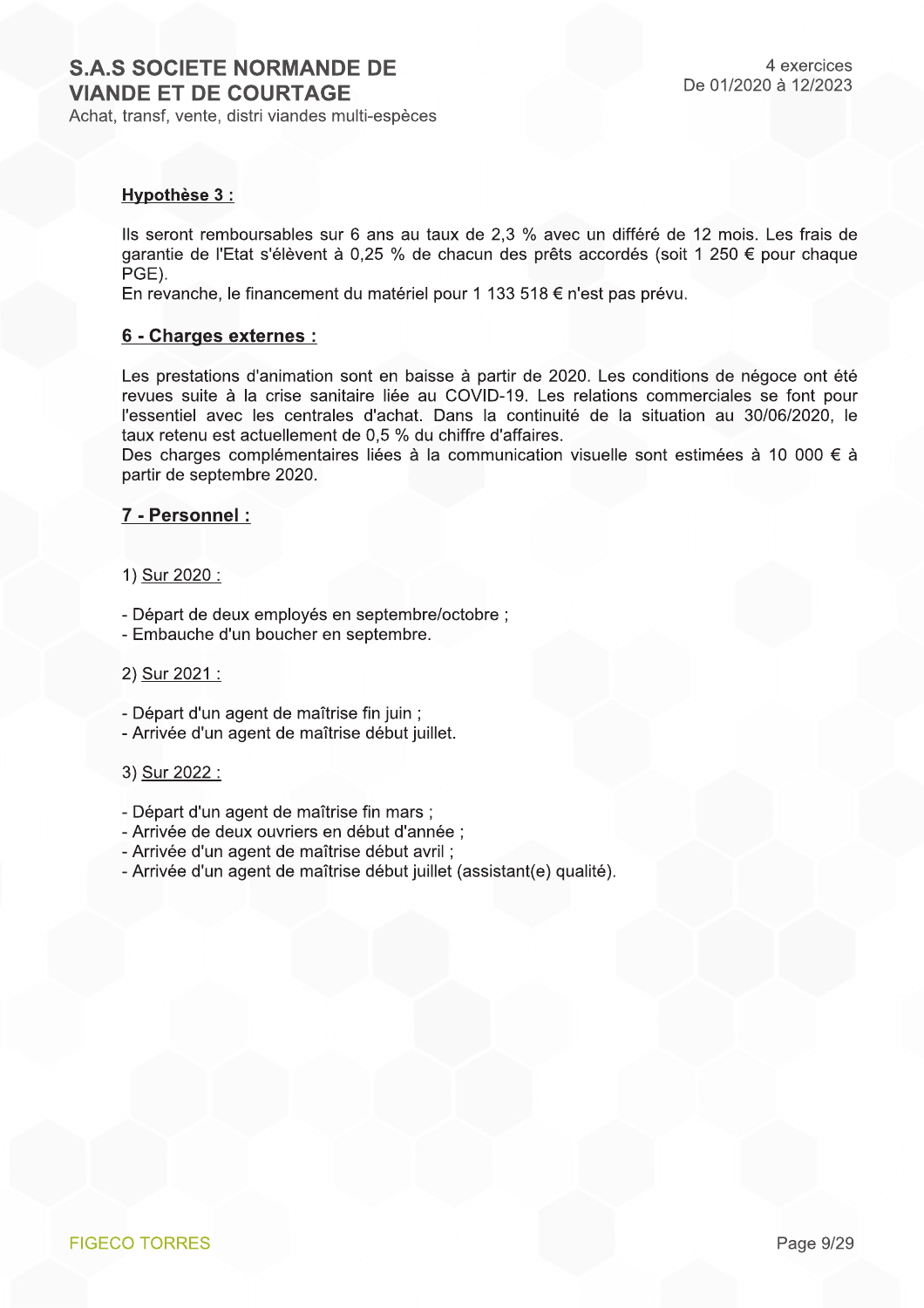**Hypothèse 3 :**

Ils seront remboursables sur 6 ans au taux de 2,3 % avec un différé de 12 mois. Les frais de garantie de l'Etat s'élèvent à 0,25 % de chacun des prêts accordés (soit 1 250 € pour chaque PGE).
En revanche, le financement du matériel pour 1 133 518 € n'est pas prévu.

## 6 - Charges externes :

Les prestations d'animation sont en baisse à partir de 2020. Les conditions de négoce ont été revues suite à la crise sanitaire liée au COVID-19. Les relations commerciales se font pour l'essentiel avec les centrales d'achat. Dans la continuité de la situation au 30/06/2020, le taux retenu est actuellement de 0,5 % du chiffre d'affaires.
Des charges complémentaires liées à la communication visuelle sont estimées à 10 000 € à partir de septembre 2020.

## 7 - Personnel :

1) Sur 2020 :

- Départ de deux employés en septembre/octobre ;
- Embauche d'un boucher en septembre.

2) Sur 2021 :

- Départ d'un agent de maîtrise fin juin ;
- Arrivée d'un agent de maîtrise début juillet.

3) Sur 2022 :

- Départ d'un agent de maîtrise fin mars ;
- Arrivée de deux ouvriers en début d'année ;
- Arrivée d'un agent de maîtrise début avril ;
- Arrivée d'un agent de maîtrise début juillet (assistant(e) qualité).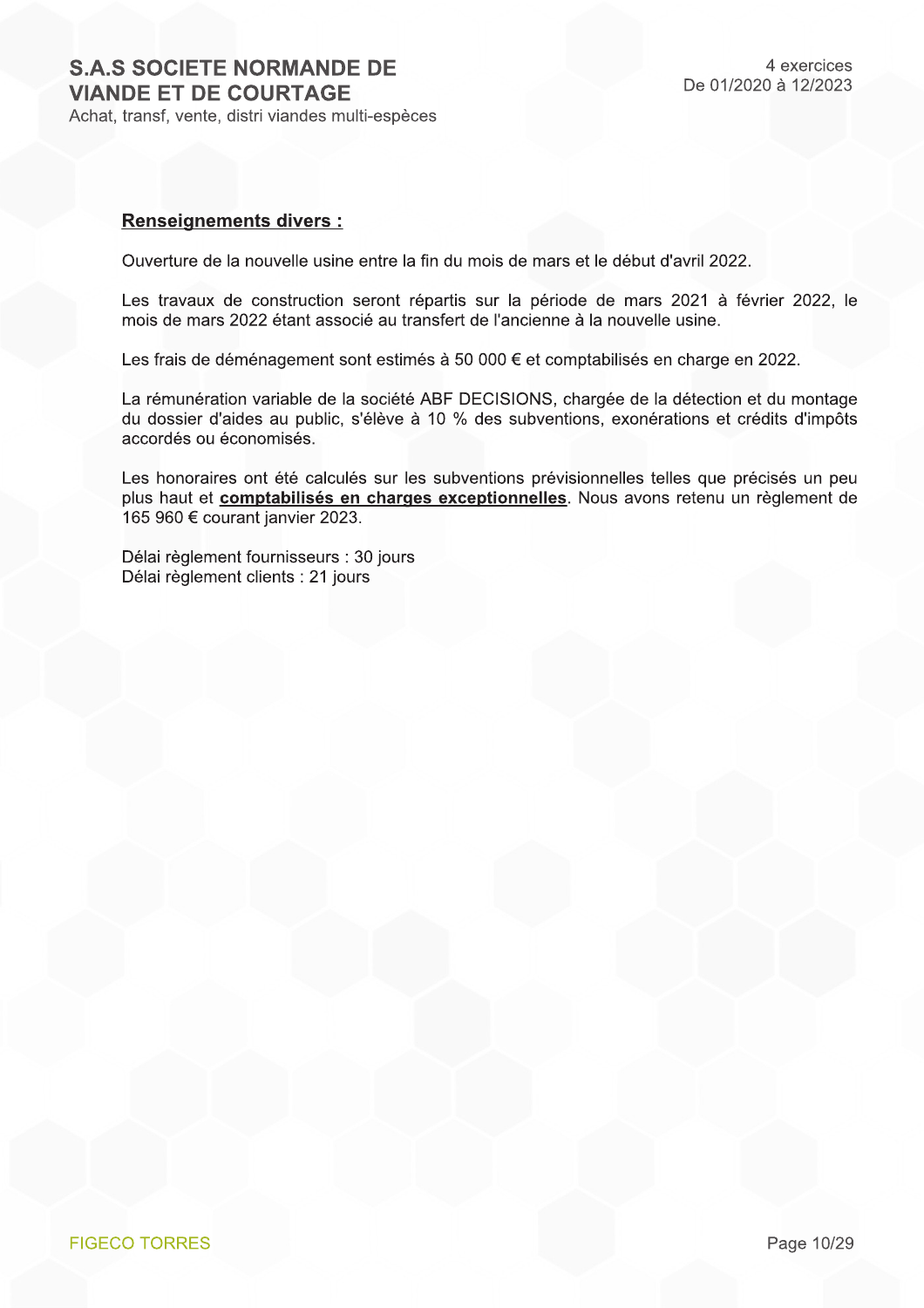**Renseignements divers :**

Ouverture de la nouvelle usine entre la fin du mois de mars et le début d'avril 2022.

Les travaux de construction seront répartis sur la période de mars 2021 à février 2022, le mois de mars 2022 étant associé au transfert de l'ancienne à la nouvelle usine.

Les frais de déménagement sont estimés à 50 000 € et comptabilisés en charge en 2022.

La rémunération variable de la société ABF DECISIONS, chargée de la détection et du montage du dossier d'aides au public, s'élève à 10 % des subventions, exonérations et crédits d'impôts accordés ou économisés.

Les honoraires ont été calculés sur les subventions prévisionnelles telles que précisés un peu plus haut et **comptabilisés en charges exceptionnelles**. Nous avons retenu un règlement de 165 960 € courant janvier 2023.

Délai règlement fournisseurs : 30 jours
Délai règlement clients : 21 jours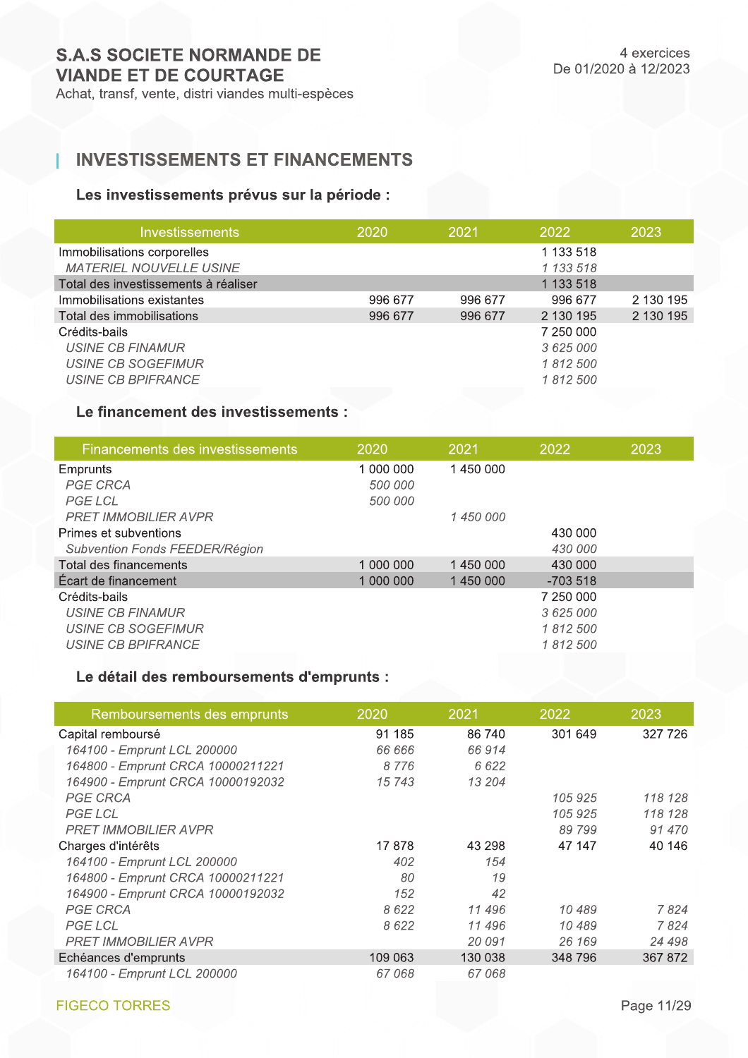# S.A.S SOCIETE NORMANDE DE VIANDE ET DE COURTAGE

Achat, transf, vente, distri viandes multi-espèces

4 exercices
De 01/2020 à 12/2023

## INVESTISSEMENTS ET FINANCEMENTS

### Les investissements prévus sur la période :

| Investissements | 2020 | 2021 | 2022 | 2023 |
|---|---|---|---|---|
| Immobilisations corporelles | | | 1 133 518 | |
| *MATERIEL NOUVELLE USINE* | | | *1 133 518* | |
| Total des investissements à réaliser | | | 1 133 518 | |
| Immobilisations existantes | 996 677 | 996 677 | 996 677 | 2 130 195 |
| Total des immobilisations | 996 677 | 996 677 | 2 130 195 | 2 130 195 |
| Crédits-bails | | | 7 250 000 | |
| *USINE CB FINAMUR* | | | *3 625 000* | |
| *USINE CB SOGEFIMUR* | | | *1 812 500* | |
| *USINE CB BPIFRANCE* | | | *1 812 500* | |

### Le financement des investissements :

| Financements des investissements | 2020 | 2021 | 2022 | 2023 |
|---|---|---|---|---|
| Emprunts | 1 000 000 | 1 450 000 | | |
| *PGE CRCA* | *500 000* | | | |
| *PGE LCL* | *500 000* | | | |
| *PRET IMMOBILIER AVPR* | | *1 450 000* | | |
| Primes et subventions | | | 430 000 | |
| *Subvention Fonds FEEDER/Région* | | | *430 000* | |
| Total des financements | 1 000 000 | 1 450 000 | 430 000 | |
| Écart de financement | 1 000 000 | 1 450 000 | -703 518 | |
| Crédits-bails | | | 7 250 000 | |
| *USINE CB FINAMUR* | | | *3 625 000* | |
| *USINE CB SOGEFIMUR* | | | *1 812 500* | |
| *USINE CB BPIFRANCE* | | | *1 812 500* | |

### Le détail des remboursements d'emprunts :

| Remboursements des emprunts | 2020 | 2021 | 2022 | 2023 |
|---|---|---|---|---|
| Capital remboursé | 91 185 | 86 740 | 301 649 | 327 726 |
| *164100 - Emprunt LCL 200000* | *66 666* | *66 914* | | |
| *164800 - Emprunt CRCA 10000211221* | *8 776* | *6 622* | | |
| *164900 - Emprunt CRCA 10000192032* | *15 743* | *13 204* | | |
| *PGE CRCA* | | | *105 925* | *118 128* |
| *PGE LCL* | | | *105 925* | *118 128* |
| *PRET IMMOBILIER AVPR* | | | *89 799* | *91 470* |
| Charges d'intérêts | 17 878 | 43 298 | 47 147 | 40 146 |
| *164100 - Emprunt LCL 200000* | *402* | *154* | | |
| *164800 - Emprunt CRCA 10000211221* | *80* | *19* | | |
| *164900 - Emprunt CRCA 10000192032* | *152* | *42* | | |
| *PGE CRCA* | *8 622* | *11 496* | *10 489* | *7 824* |
| *PGE LCL* | *8 622* | *11 496* | *10 489* | *7 824* |
| *PRET IMMOBILIER AVPR* | | *20 091* | *26 169* | *24 498* |
| Echéances d'emprunts | 109 063 | 130 038 | 348 796 | 367 872 |
| *164100 - Emprunt LCL 200000* | *67 068* | *67 068* | | |

FIGECO TORRES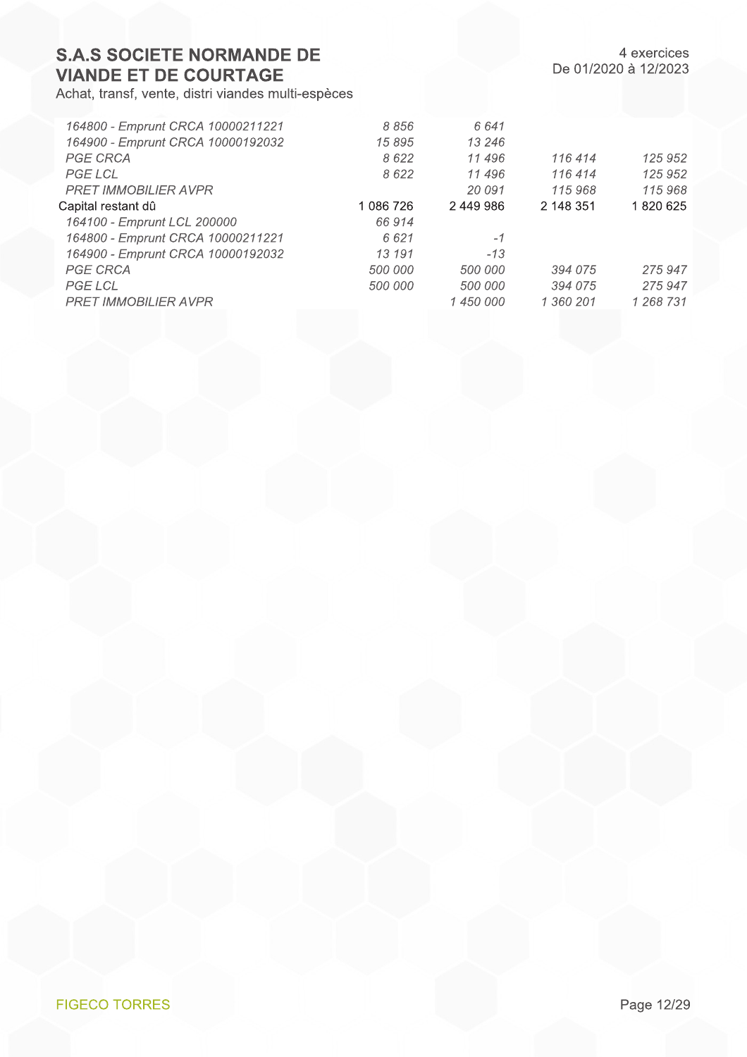| | | | | |
|---|---|---|---|---|
| *164800 - Emprunt CRCA 10000211221* | *8 856* | *6 641* | | |
| *164900 - Emprunt CRCA 10000192032* | *15 895* | *13 246* | | |
| *PGE CRCA* | *8 622* | *11 496* | *116 414* | *125 952* |
| *PGE LCL* | *8 622* | *11 496* | *116 414* | *125 952* |
| *PRET IMMOBILIER AVPR* | | *20 091* | *115 968* | *115 968* |
| Capital restant dû | 1 086 726 | 2 449 986 | 2 148 351 | 1 820 625 |
| *164100 - Emprunt LCL 200000* | *66 914* | | | |
| *164800 - Emprunt CRCA 10000211221* | *6 621* | *-1* | | |
| *164900 - Emprunt CRCA 10000192032* | *13 191* | *-13* | | |
| *PGE CRCA* | *500 000* | *500 000* | *394 075* | *275 947* |
| *PGE LCL* | *500 000* | *500 000* | *394 075* | *275 947* |
| *PRET IMMOBILIER AVPR* | | *1 450 000* | *1 360 201* | *1 268 731* |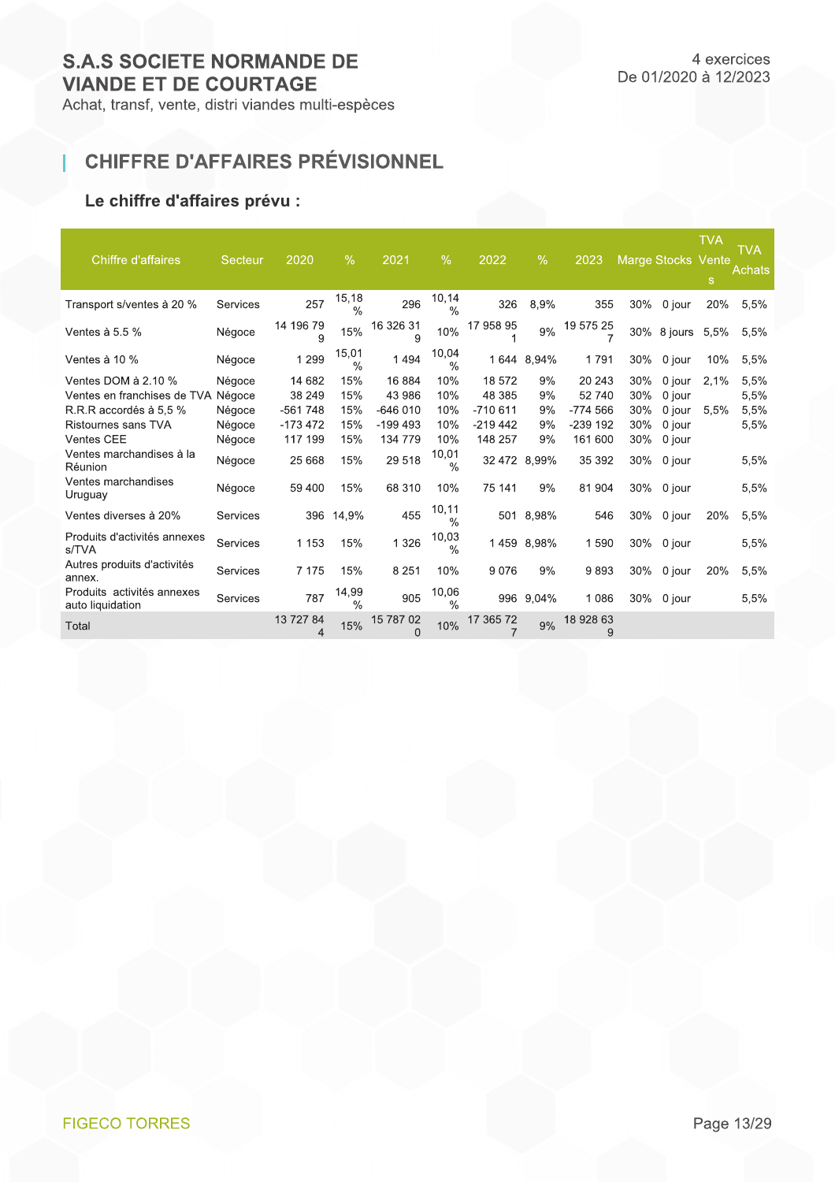# S.A.S SOCIETE NORMANDE DE VIANDE ET DE COURTAGE

Achat, transf, vente, distri viandes multi-espèces

4 exercices
De 01/2020 à 12/2023

## CHIFFRE D'AFFAIRES PRÉVISIONNEL

### Le chiffre d'affaires prévu :

| Chiffre d'affaires | Secteur | 2020 | % | 2021 | % | 2022 | % | 2023 | Marge | Stocks | TVA Ventes | TVA Achats |
|---|---|---|---|---|---|---|---|---|---|---|---|---|
| Transport s/ventes à 20 % | Services | 257 | 15,18 % | 296 | 10,14 % | 326 | 8,9% | 355 | 30% | 0 jour | 20% | 5,5% |
| Ventes à 5.5 % | Négoce | 14 196 799 | 15% | 16 326 319 | 10% | 17 958 951 | 9% | 19 575 257 | 30% | 8 jours | 5,5% | 5,5% |
| Ventes à 10 % | Négoce | 1 299 | 15,01 % | 1 494 | 10,04 % | 1 644 | 8,94% | 1 791 | 30% | 0 jour | 10% | 5,5% |
| Ventes DOM à 2.10 % | Négoce | 14 682 | 15% | 16 884 | 10% | 18 572 | 9% | 20 243 | 30% | 0 jour | 2,1% | 5,5% |
| Ventes en franchises de TVA | Négoce | 38 249 | 15% | 43 986 | 10% | 48 385 | 9% | 52 740 | 30% | 0 jour | | 5,5% |
| R.R.R accordés à 5,5 % | Négoce | -561 748 | 15% | -646 010 | 10% | -710 611 | 9% | -774 566 | 30% | 0 jour | 5,5% | 5,5% |
| Ristournes sans TVA | Négoce | -173 472 | 15% | -199 493 | 10% | -219 442 | 9% | -239 192 | 30% | 0 jour | | 5,5% |
| Ventes CEE | Négoce | 117 199 | 15% | 134 779 | 10% | 148 257 | 9% | 161 600 | 30% | 0 jour | | |
| Ventes marchandises à la Réunion | Négoce | 25 668 | 15% | 29 518 | 10,01 % | 32 472 | 8,99% | 35 392 | 30% | 0 jour | | 5,5% |
| Ventes marchandises Uruguay | Négoce | 59 400 | 15% | 68 310 | 10% | 75 141 | 9% | 81 904 | 30% | 0 jour | | 5,5% |
| Ventes diverses à 20% | Services | 396 | 14,9% | 455 | 10,11 % | 501 | 8,98% | 546 | 30% | 0 jour | 20% | 5,5% |
| Produits d'activités annexes s/TVA | Services | 1 153 | 15% | 1 326 | 10,03 % | 1 459 | 8,98% | 1 590 | 30% | 0 jour | | 5,5% |
| Autres produits d'activités annex. | Services | 7 175 | 15% | 8 251 | 10% | 9 076 | 9% | 9 893 | 30% | 0 jour | 20% | 5,5% |
| Produits activités annexes auto liquidation | Services | 787 | 14,99 % | 905 | 10,06 % | 996 | 9,04% | 1 086 | 30% | 0 jour | | 5,5% |
| Total | | 13 727 844 | 15% | 15 787 020 | 10% | 17 365 727 | 9% | 18 928 639 | | | | |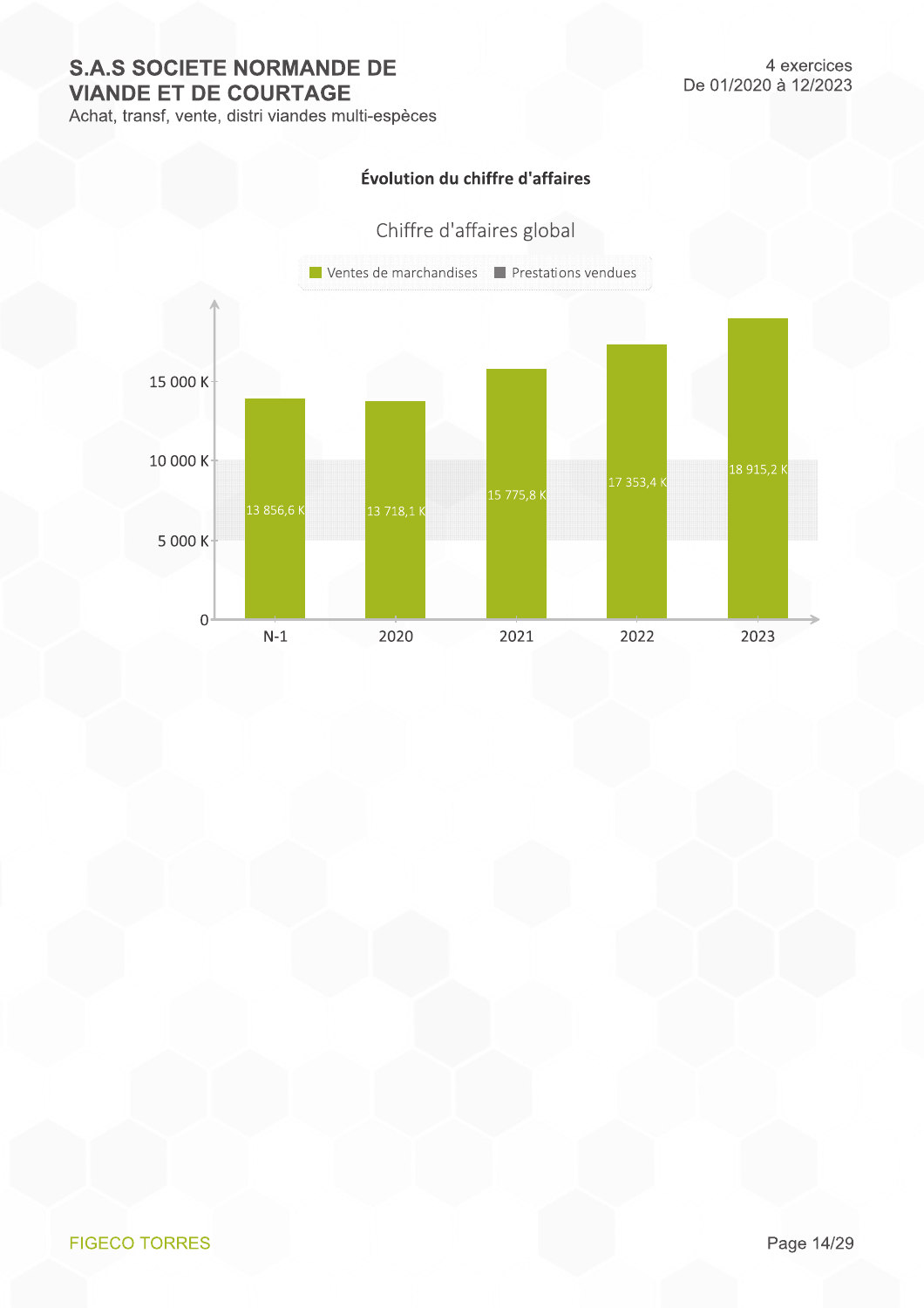## Évolution du chiffre d'affaires

### Chiffre d'affaires global

| | N-1 | 2020 | 2021 | 2022 | 2023 |
|---|---|---|---|---|---|
| Ventes de marchandises | 13 856,6 K | 13 718,1 K | 15 775,8 K | 17 353,4 K | 18 915,2 K |
| Prestations vendues | | | | | |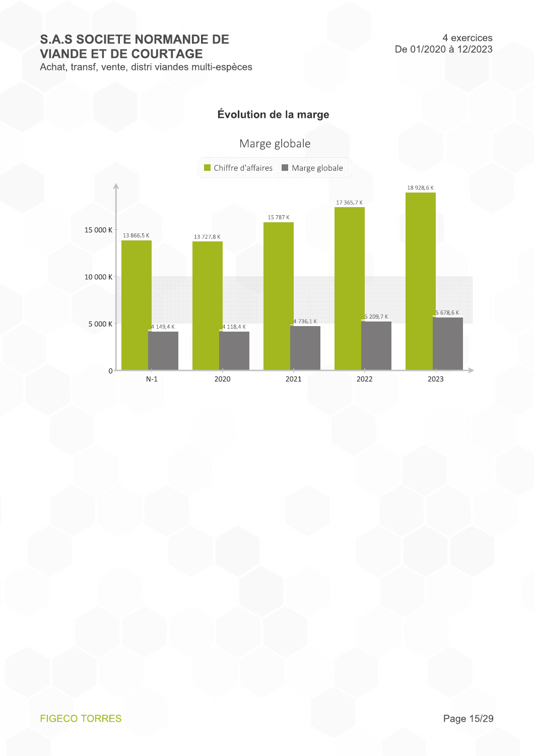S.A.S SOCIETE NORMANDE DE VIANDE ET DE COURTAGE
Achat, transf, vente, distri viandes multi-espèces

4 exercices
De 01/2020 à 12/2023

## Évolution de la marge

### Marge globale

| | Chiffre d'affaires | Marge globale |
|---|---|---|
| N-1 | 13 866,5 K | 4 149,4 K |
| 2020 | 13 727,8 K | 4 118,4 K |
| 2021 | 15 787 K | 4 736,1 K |
| 2022 | 17 365,7 K | 5 209,7 K |
| 2023 | 18 928,6 K | 5 678,6 K |

FIGECO TORRES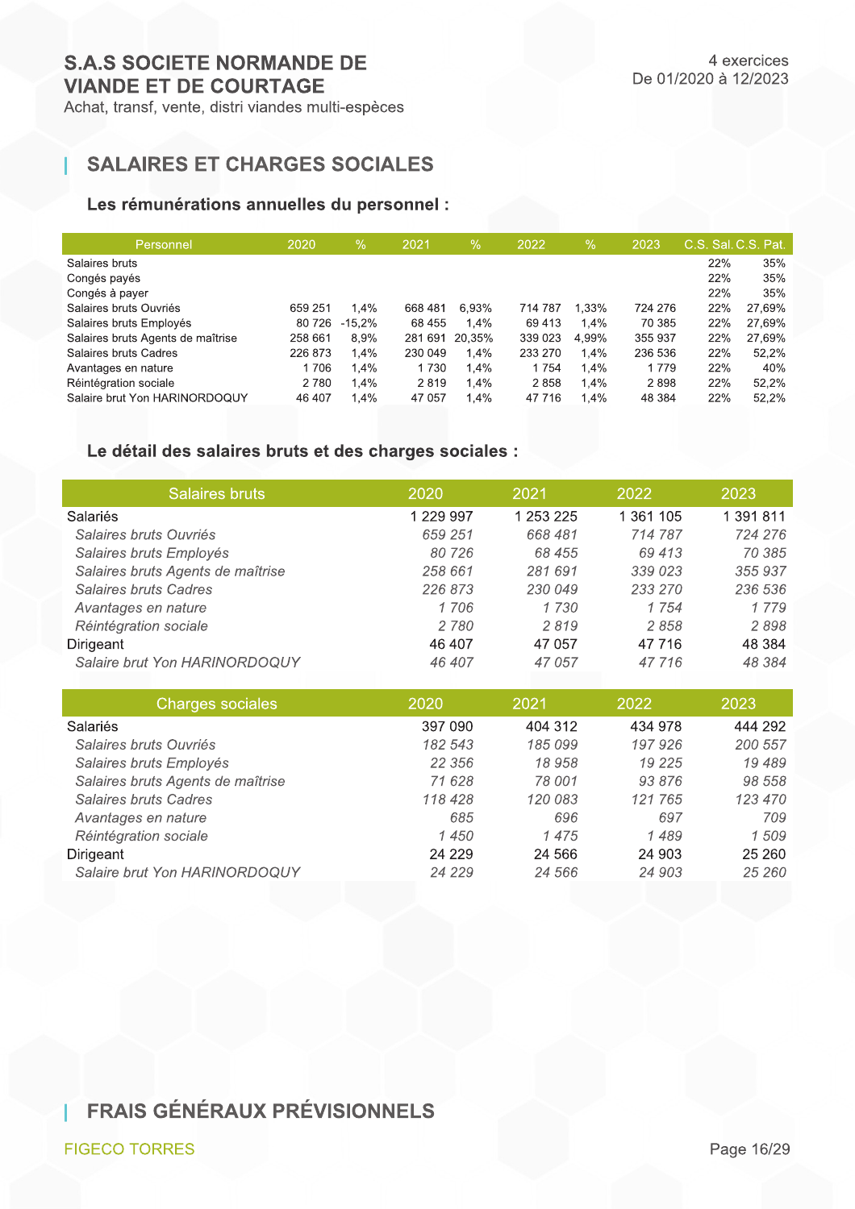# S.A.S SOCIETE NORMANDE DE VIANDE ET DE COURTAGE

Achat, transf, vente, distri viandes multi-espèces

4 exercices
De 01/2020 à 12/2023

## SALAIRES ET CHARGES SOCIALES

### Les rémunérations annuelles du personnel :

| Personnel | 2020 | % | 2021 | % | 2022 | % | 2023 | C.S. Sal. | C.S. Pat. |
|---|---|---|---|---|---|---|---|---|---|
| Salaires bruts | | | | | | | | 22% | 35% |
| Congés payés | | | | | | | | 22% | 35% |
| Congés à payer | | | | | | | | 22% | 35% |
| Salaires bruts Ouvriés | 659 251 | 1,4% | 668 481 | 6,93% | 714 787 | 1,33% | 724 276 | 22% | 27,69% |
| Salaires bruts Employés | 80 726 | -15,2% | 68 455 | 1,4% | 69 413 | 1,4% | 70 385 | 22% | 27,69% |
| Salaires bruts Agents de maîtrise | 258 661 | 8,9% | 281 691 | 20,35% | 339 023 | 4,99% | 355 937 | 22% | 27,69% |
| Salaires bruts Cadres | 226 873 | 1,4% | 230 049 | 1,4% | 233 270 | 1,4% | 236 536 | 22% | 52,2% |
| Avantages en nature | 1 706 | 1,4% | 1 730 | 1,4% | 1 754 | 1,4% | 1 779 | 22% | 40% |
| Réintégration sociale | 2 780 | 1,4% | 2 819 | 1,4% | 2 858 | 1,4% | 2 898 | 22% | 52,2% |
| Salaire brut Yon HARINORDOQUY | 46 407 | 1,4% | 47 057 | 1,4% | 47 716 | 1,4% | 48 384 | 22% | 52,2% |

### Le détail des salaires bruts et des charges sociales :

| Salaires bruts | 2020 | 2021 | 2022 | 2023 |
|---|---|---|---|---|
| Salariés | 1 229 997 | 1 253 225 | 1 361 105 | 1 391 811 |
| *Salaires bruts Ouvriés* | *659 251* | *668 481* | *714 787* | *724 276* |
| *Salaires bruts Employés* | *80 726* | *68 455* | *69 413* | *70 385* |
| *Salaires bruts Agents de maîtrise* | *258 661* | *281 691* | *339 023* | *355 937* |
| *Salaires bruts Cadres* | *226 873* | *230 049* | *233 270* | *236 536* |
| *Avantages en nature* | *1 706* | *1 730* | *1 754* | *1 779* |
| *Réintégration sociale* | *2 780* | *2 819* | *2 858* | *2 898* |
| Dirigeant | 46 407 | 47 057 | 47 716 | 48 384 |
| *Salaire brut Yon HARINORDOQUY* | *46 407* | *47 057* | *47 716* | *48 384* |

| Charges sociales | 2020 | 2021 | 2022 | 2023 |
|---|---|---|---|---|
| Salariés | 397 090 | 404 312 | 434 978 | 444 292 |
| *Salaires bruts Ouvriés* | *182 543* | *185 099* | *197 926* | *200 557* |
| *Salaires bruts Employés* | *22 356* | *18 958* | *19 225* | *19 489* |
| *Salaires bruts Agents de maîtrise* | *71 628* | *78 001* | *93 876* | *98 558* |
| *Salaires bruts Cadres* | *118 428* | *120 083* | *121 765* | *123 470* |
| *Avantages en nature* | *685* | *696* | *697* | *709* |
| *Réintégration sociale* | *1 450* | *1 475* | *1 489* | *1 509* |
| Dirigeant | 24 229 | 24 566 | 24 903 | 25 260 |
| *Salaire brut Yon HARINORDOQUY* | *24 229* | *24 566* | *24 903* | *25 260* |

## FRAIS GÉNÉRAUX PRÉVISIONNELS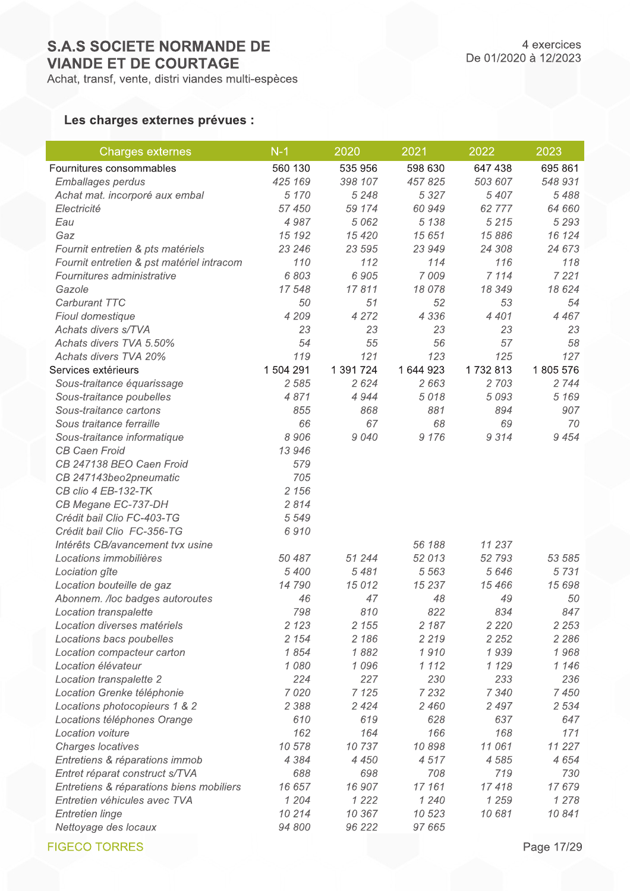S.A.S SOCIETE NORMANDE DE VIANDE ET DE COURTAGE
Achat, transf, vente, distri viandes multi-espèces

4 exercices
De 01/2020 à 12/2023

### Les charges externes prévues :

| Charges externes | N-1 | 2020 | 2021 | 2022 | 2023 |
|---|---|---|---|---|---|
| Fournitures consommables | 560 130 | 535 956 | 598 630 | 647 438 | 695 861 |
| *Emballages perdus* | *425 169* | *398 107* | *457 825* | *503 607* | *548 931* |
| *Achat mat. incorporé aux embal* | *5 170* | *5 248* | *5 327* | *5 407* | *5 488* |
| *Electricité* | *57 450* | *59 174* | *60 949* | *62 777* | *64 660* |
| *Eau* | *4 987* | *5 062* | *5 138* | *5 215* | *5 293* |
| *Gaz* | *15 192* | *15 420* | *15 651* | *15 886* | *16 124* |
| *Fournit entretien & pts matériels* | *23 246* | *23 595* | *23 949* | *24 308* | *24 673* |
| *Fournit entretien & pst matériel intracom* | *110* | *112* | *114* | *116* | *118* |
| *Fournitures administrative* | *6 803* | *6 905* | *7 009* | *7 114* | *7 221* |
| *Gazole* | *17 548* | *17 811* | *18 078* | *18 349* | *18 624* |
| *Carburant TTC* | *50* | *51* | *52* | *53* | *54* |
| *Fioul domestique* | *4 209* | *4 272* | *4 336* | *4 401* | *4 467* |
| *Achats divers s/TVA* | *23* | *23* | *23* | *23* | *23* |
| *Achats divers TVA 5.50%* | *54* | *55* | *56* | *57* | *58* |
| *Achats divers TVA 20%* | *119* | *121* | *123* | *125* | *127* |
| Services extérieurs | 1 504 291 | 1 391 724 | 1 644 923 | 1 732 813 | 1 805 576 |
| *Sous-traitance équarissage* | *2 585* | *2 624* | *2 663* | *2 703* | *2 744* |
| *Sous-traitance poubelles* | *4 871* | *4 944* | *5 018* | *5 093* | *5 169* |
| *Sous-traitance cartons* | *855* | *868* | *881* | *894* | *907* |
| *Sous traitance ferraille* | *66* | *67* | *68* | *69* | *70* |
| *Sous-traitance informatique* | *8 906* | *9 040* | *9 176* | *9 314* | *9 454* |
| *CB Caen Froid* | *13 946* | | | | |
| *CB 247138 BEO Caen Froid* | *579* | | | | |
| *CB 247143beo2pneumatic* | *705* | | | | |
| *CB clio 4 EB-132-TK* | *2 156* | | | | |
| *CB Megane EC-737-DH* | *2 814* | | | | |
| *Crédit bail Clio FC-403-TG* | *5 549* | | | | |
| *Crédit bail Clio FC-356-TG* | *6 910* | | | | |
| *Intérêts CB/avancement tvx usine* | | | *56 188* | *11 237* | |
| *Locations immobilières* | *50 487* | *51 244* | *52 013* | *52 793* | *53 585* |
| *Lociation gîte* | *5 400* | *5 481* | *5 563* | *5 646* | *5 731* |
| *Location bouteille de gaz* | *14 790* | *15 012* | *15 237* | *15 466* | *15 698* |
| *Abonnem. /loc badges autoroutes* | *46* | *47* | *48* | *49* | *50* |
| *Location transpalette* | *798* | *810* | *822* | *834* | *847* |
| *Location diverses matériels* | *2 123* | *2 155* | *2 187* | *2 220* | *2 253* |
| *Locations bacs poubelles* | *2 154* | *2 186* | *2 219* | *2 252* | *2 286* |
| *Location compacteur carton* | *1 854* | *1 882* | *1 910* | *1 939* | *1 968* |
| *Location élévateur* | *1 080* | *1 096* | *1 112* | *1 129* | *1 146* |
| *Location transpalette 2* | *224* | *227* | *230* | *233* | *236* |
| *Location Grenke téléphonie* | *7 020* | *7 125* | *7 232* | *7 340* | *7 450* |
| *Locations photocopieurs 1 & 2* | *2 388* | *2 424* | *2 460* | *2 497* | *2 534* |
| *Locations téléphones Orange* | *610* | *619* | *628* | *637* | *647* |
| *Location voiture* | *162* | *164* | *166* | *168* | *171* |
| *Charges locatives* | *10 578* | *10 737* | *10 898* | *11 061* | *11 227* |
| *Entretiens & réparations immob* | *4 384* | *4 450* | *4 517* | *4 585* | *4 654* |
| *Entret réparat construct s/TVA* | *688* | *698* | *708* | *719* | *730* |
| *Entretiens & réparations biens mobiliers* | *16 657* | *16 907* | *17 161* | *17 418* | *17 679* |
| *Entretien véhicules avec TVA* | *1 204* | *1 222* | *1 240* | *1 259* | *1 278* |
| *Entretien linge* | *10 214* | *10 367* | *10 523* | *10 681* | *10 841* |
| *Nettoyage des locaux* | *94 800* | *96 222* | *97 665* | | |

FIGECO TORRES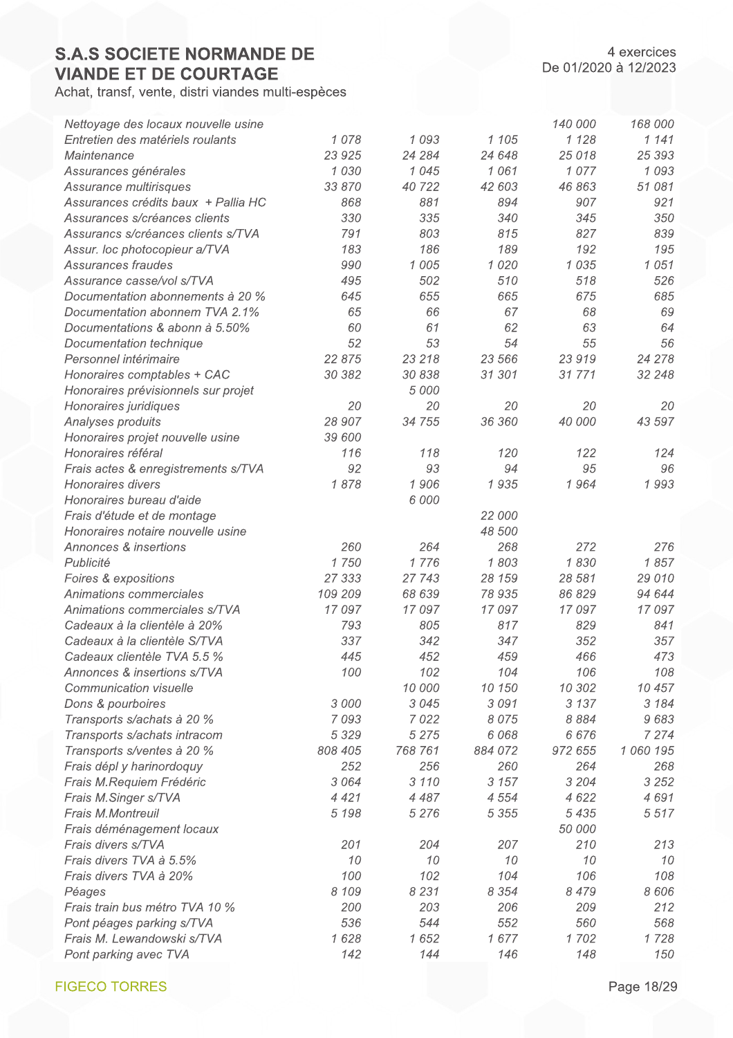| | | | | | |
|---|---|---|---|---|---|
| *Nettoyage des locaux nouvelle usine* | | | | *140 000* | *168 000* |
| *Entretien des matériels roulants* | *1 078* | *1 093* | *1 105* | *1 128* | *1 141* |
| *Maintenance* | *23 925* | *24 284* | *24 648* | *25 018* | *25 393* |
| *Assurances générales* | *1 030* | *1 045* | *1 061* | *1 077* | *1 093* |
| *Assurance multirisques* | *33 870* | *40 722* | *42 603* | *46 863* | *51 081* |
| *Assurances crédits baux + Pallia HC* | *868* | *881* | *894* | *907* | *921* |
| *Assurances s/créances clients* | *330* | *335* | *340* | *345* | *350* |
| *Assurancs s/créances clients s/TVA* | *791* | *803* | *815* | *827* | *839* |
| *Assur. loc photocopieur a/TVA* | *183* | *186* | *189* | *192* | *195* |
| *Assurances fraudes* | *990* | *1 005* | *1 020* | *1 035* | *1 051* |
| *Assurance casse/vol s/TVA* | *495* | *502* | *510* | *518* | *526* |
| *Documentation abonnements à 20 %* | *645* | *655* | *665* | *675* | *685* |
| *Documentation abonnem TVA 2.1%* | *65* | *66* | *67* | *68* | *69* |
| *Documentations & abonn à 5.50%* | *60* | *61* | *62* | *63* | *64* |
| *Documentation technique* | *52* | *53* | *54* | *55* | *56* |
| *Personnel intérimaire* | *22 875* | *23 218* | *23 566* | *23 919* | *24 278* |
| *Honoraires comptables + CAC* | *30 382* | *30 838* | *31 301* | *31 771* | *32 248* |
| *Honoraires prévisionnels sur projet* | | *5 000* | | | |
| *Honoraires juridiques* | *20* | *20* | *20* | *20* | *20* |
| *Analyses produits* | *28 907* | *34 755* | *36 360* | *40 000* | *43 597* |
| *Honoraires projet nouvelle usine* | *39 600* | | | | |
| *Honoraires référal* | *116* | *118* | *120* | *122* | *124* |
| *Frais actes & enregistrements s/TVA* | *92* | *93* | *94* | *95* | *96* |
| *Honoraires divers* | *1 878* | *1 906* | *1 935* | *1 964* | *1 993* |
| *Honoraires bureau d'aide* | | *6 000* | | | |
| *Frais d'étude et de montage* | | | *22 000* | | |
| *Honoraires notaire nouvelle usine* | | | *48 500* | | |
| *Annonces & insertions* | *260* | *264* | *268* | *272* | *276* |
| *Publicité* | *1 750* | *1 776* | *1 803* | *1 830* | *1 857* |
| *Foires & expositions* | *27 333* | *27 743* | *28 159* | *28 581* | *29 010* |
| *Animations commerciales* | *109 209* | *68 639* | *78 935* | *86 829* | *94 644* |
| *Animations commerciales s/TVA* | *17 097* | *17 097* | *17 097* | *17 097* | *17 097* |
| *Cadeaux à la clientèle à 20%* | *793* | *805* | *817* | *829* | *841* |
| *Cadeaux à la clientèle S/TVA* | *337* | *342* | *347* | *352* | *357* |
| *Cadeaux clientèle TVA 5.5 %* | *445* | *452* | *459* | *466* | *473* |
| *Annonces & insertions s/TVA* | *100* | *102* | *104* | *106* | *108* |
| *Communication visuelle* | | *10 000* | *10 150* | *10 302* | *10 457* |
| *Dons & pourboires* | *3 000* | *3 045* | *3 091* | *3 137* | *3 184* |
| *Transports s/achats à 20 %* | *7 093* | *7 022* | *8 075* | *8 884* | *9 683* |
| *Transports s/achats intracom* | *5 329* | *5 275* | *6 068* | *6 676* | *7 274* |
| *Transports s/ventes à 20 %* | *808 405* | *768 761* | *884 072* | *972 655* | *1 060 195* |
| *Frais dépl y harinordoquy* | *252* | *256* | *260* | *264* | *268* |
| *Frais M.Requiem Frédéric* | *3 064* | *3 110* | *3 157* | *3 204* | *3 252* |
| *Frais M.Singer s/TVA* | *4 421* | *4 487* | *4 554* | *4 622* | *4 691* |
| *Frais M.Montreuil* | *5 198* | *5 276* | *5 355* | *5 435* | *5 517* |
| *Frais déménagement locaux* | | | | *50 000* | |
| *Frais divers s/TVA* | *201* | *204* | *207* | *210* | *213* |
| *Frais divers TVA à 5.5%* | *10* | *10* | *10* | *10* | *10* |
| *Frais divers TVA à 20%* | *100* | *102* | *104* | *106* | *108* |
| *Péages* | *8 109* | *8 231* | *8 354* | *8 479* | *8 606* |
| *Frais train bus métro TVA 10 %* | *200* | *203* | *206* | *209* | *212* |
| *Pont péages parking s/TVA* | *536* | *544* | *552* | *560* | *568* |
| *Frais M. Lewandowski s/TVA* | *1 628* | *1 652* | *1 677* | *1 702* | *1 728* |
| *Pont parking avec TVA* | *142* | *144* | *146* | *148* | *150* |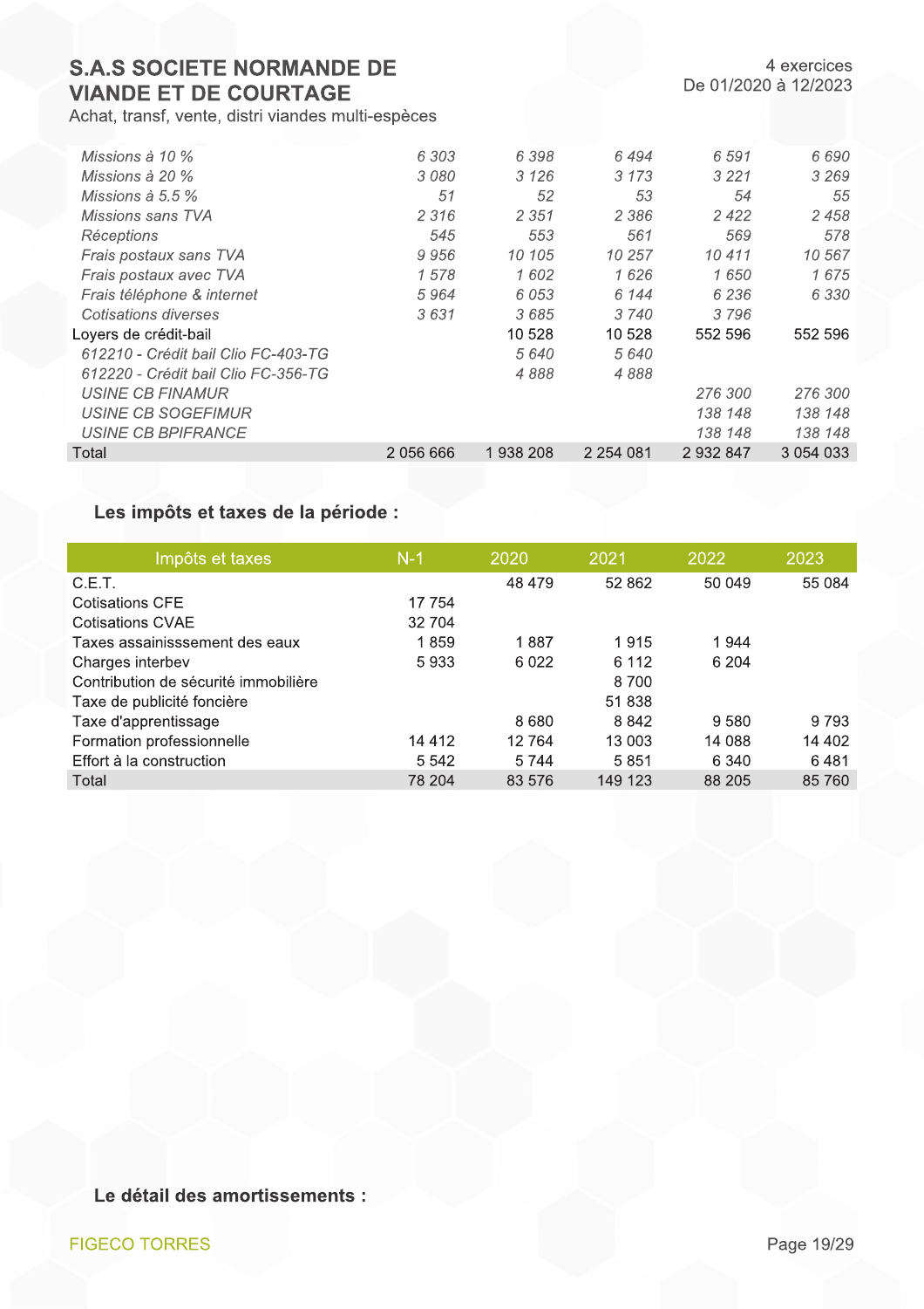| | | | | | |
|---|---|---|---|---|---|
| *Missions à 10 %* | *6 303* | *6 398* | *6 494* | *6 591* | *6 690* |
| *Missions à 20 %* | *3 080* | *3 126* | *3 173* | *3 221* | *3 269* |
| *Missions à 5.5 %* | *51* | *52* | *53* | *54* | *55* |
| *Missions sans TVA* | *2 316* | *2 351* | *2 386* | *2 422* | *2 458* |
| *Réceptions* | *545* | *553* | *561* | *569* | *578* |
| *Frais postaux sans TVA* | *9 956* | *10 105* | *10 257* | *10 411* | *10 567* |
| *Frais postaux avec TVA* | *1 578* | *1 602* | *1 626* | *1 650* | *1 675* |
| *Frais téléphone & internet* | *5 964* | *6 053* | *6 144* | *6 236* | *6 330* |
| *Cotisations diverses* | *3 631* | *3 685* | *3 740* | *3 796* | |
| Loyers de crédit-bail | | 10 528 | 10 528 | 552 596 | 552 596 |
| *612210 - Crédit bail Clio FC-403-TG* | | *5 640* | *5 640* | | |
| *612220 - Crédit bail Clio FC-356-TG* | | *4 888* | *4 888* | | |
| *USINE CB FINAMUR* | | | | *276 300* | *276 300* |
| *USINE CB SOGEFIMUR* | | | | *138 148* | *138 148* |
| *USINE CB BPIFRANCE* | | | | *138 148* | *138 148* |
| Total | 2 056 666 | 1 938 208 | 2 254 081 | 2 932 847 | 3 054 033 |

## Les impôts et taxes de la période :

| Impôts et taxes | N-1 | 2020 | 2021 | 2022 | 2023 |
|---|---|---|---|---|---|
| C.E.T. | | 48 479 | 52 862 | 50 049 | 55 084 |
| Cotisations CFE | 17 754 | | | | |
| Cotisations CVAE | 32 704 | | | | |
| Taxes assainisssement des eaux | 1 859 | 1 887 | 1 915 | 1 944 | |
| Charges interbev | 5 933 | 6 022 | 6 112 | 6 204 | |
| Contribution de sécurité immobilière | | | 8 700 | | |
| Taxe de publicité foncière | | | 51 838 | | |
| Taxe d'apprentissage | | 8 680 | 8 842 | 9 580 | 9 793 |
| Formation professionnelle | 14 412 | 12 764 | 13 003 | 14 088 | 14 402 |
| Effort à la construction | 5 542 | 5 744 | 5 851 | 6 340 | 6 481 |
| Total | 78 204 | 83 576 | 149 123 | 88 205 | 85 760 |

## Le détail des amortissements :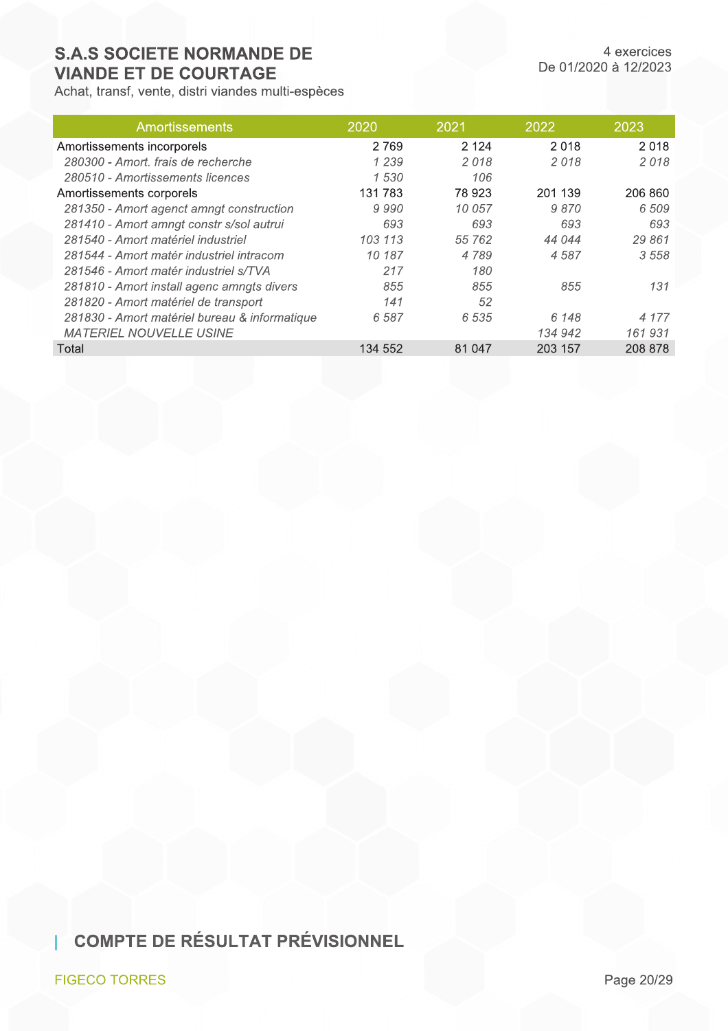| Amortissements | 2020 | 2021 | 2022 | 2023 |
|---|---|---|---|---|
| Amortissements incorporels | 2 769 | 2 124 | 2 018 | 2 018 |
| *280300 - Amort. frais de recherche* | *1 239* | *2 018* | *2 018* | *2 018* |
| *280510 - Amortissements licences* | *1 530* | *106* | | |
| Amortissements corporels | 131 783 | 78 923 | 201 139 | 206 860 |
| *281350 - Amort agenct amngt construction* | *9 990* | *10 057* | *9 870* | *6 509* |
| *281410 - Amort amngt constr s/sol autrui* | *693* | *693* | *693* | *693* |
| *281540 - Amort matériel industriel* | *103 113* | *55 762* | *44 044* | *29 861* |
| *281544 - Amort matér industriel intracom* | *10 187* | *4 789* | *4 587* | *3 558* |
| *281546 - Amort matér industriel s/TVA* | *217* | *180* | | |
| *281810 - Amort install agenc amngts divers* | *855* | *855* | *855* | *131* |
| *281820 - Amort matériel de transport* | *141* | *52* | | |
| *281830 - Amort matériel bureau & informatique* | *6 587* | *6 535* | *6 148* | *4 177* |
| *MATERIEL NOUVELLE USINE* | | | *134 942* | *161 931* |
| Total | 134 552 | 81 047 | 203 157 | 208 878 |

## COMPTE DE RÉSULTAT PRÉVISIONNEL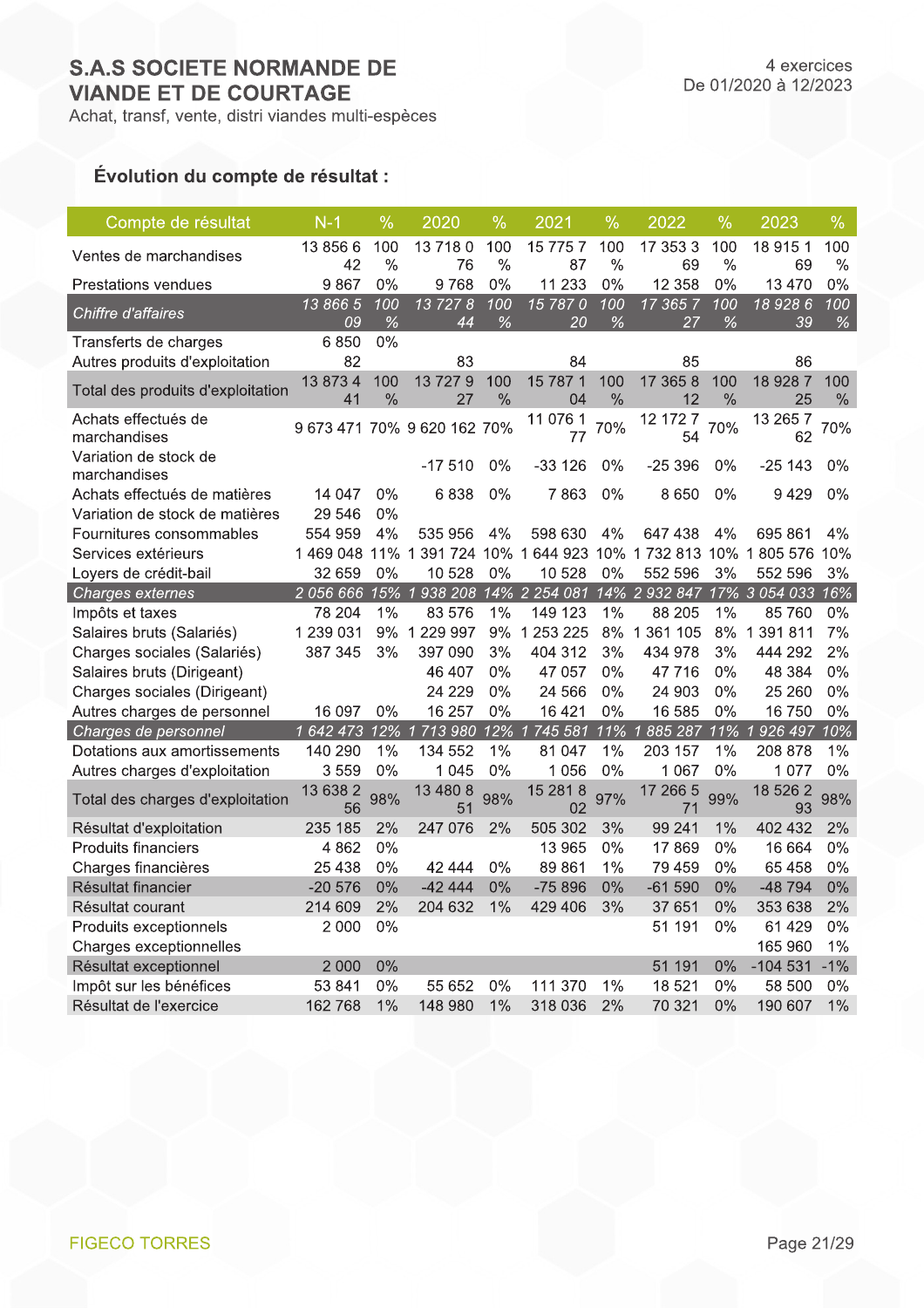# S.A.S SOCIETE NORMANDE DE VIANDE ET DE COURTAGE

Achat, transf, vente, distri viandes multi-espèces

4 exercices
De 01/2020 à 12/2023

### Évolution du compte de résultat :

| Compte de résultat | N-1 | % | 2020 | % | 2021 | % | 2022 | % | 2023 | % |
|---|---|---|---|---|---|---|---|---|---|---|
| Ventes de marchandises | 13 856 642 | 100 % | 13 718 076 | 100 % | 15 775 787 | 100 % | 17 353 369 | 100 % | 18 915 169 | 100 % |
| Prestations vendues | 9 867 | 0% | 9 768 | 0% | 11 233 | 0% | 12 358 | 0% | 13 470 | 0% |
| *Chiffre d'affaires* | *13 866 509* | *100 %* | *13 727 844* | *100 %* | *15 787 020* | *100 %* | *17 365 727* | *100 %* | *18 928 639* | *100 %* |
| Transferts de charges | 6 850 | 0% | | | | | | | | |
| Autres produits d'exploitation | 82 | | 83 | | 84 | | 85 | | 86 | |
| Total des produits d'exploitation | 13 873 441 | 100 % | 13 727 927 | 100 % | 15 787 104 | 100 % | 17 365 812 | 100 % | 18 928 725 | 100 % |
| Achats effectués de marchandises | 9 673 471 | 70% | 9 620 162 | 70% | 11 076 177 | 70% | 12 172 754 | 70% | 13 265 762 | 70% |
| Variation de stock de marchandises | | | -17 510 | 0% | -33 126 | 0% | -25 396 | 0% | -25 143 | 0% |
| Achats effectués de matières | 14 047 | 0% | 6 838 | 0% | 7 863 | 0% | 8 650 | 0% | 9 429 | 0% |
| Variation de stock de matières | 29 546 | 0% | | | | | | | | |
| Fournitures consommables | 554 959 | 4% | 535 956 | 4% | 598 630 | 4% | 647 438 | 4% | 695 861 | 4% |
| Services extérieurs | 1 469 048 | 11% | 1 391 724 | 10% | 1 644 923 | 10% | 1 732 813 | 10% | 1 805 576 | 10% |
| Loyers de crédit-bail | 32 659 | 0% | 10 528 | 0% | 10 528 | 0% | 552 596 | 3% | 552 596 | 3% |
| *Charges externes* | *2 056 666* | *15%* | *1 938 208* | *14%* | *2 254 081* | *14%* | *2 932 847* | *17%* | *3 054 033* | *16%* |
| Impôts et taxes | 78 204 | 1% | 83 576 | 1% | 149 123 | 1% | 88 205 | 1% | 85 760 | 0% |
| Salaires bruts (Salariés) | 1 239 031 | 9% | 1 229 997 | 9% | 1 253 225 | 8% | 1 361 105 | 8% | 1 391 811 | 7% |
| Charges sociales (Salariés) | 387 345 | 3% | 397 090 | 3% | 404 312 | 3% | 434 978 | 3% | 444 292 | 2% |
| Salaires bruts (Dirigeant) | | | 46 407 | 0% | 47 057 | 0% | 47 716 | 0% | 48 384 | 0% |
| Charges sociales (Dirigeant) | | | 24 229 | 0% | 24 566 | 0% | 24 903 | 0% | 25 260 | 0% |
| Autres charges de personnel | 16 097 | 0% | 16 257 | 0% | 16 421 | 0% | 16 585 | 0% | 16 750 | 0% |
| *Charges de personnel* | *1 642 473* | *12%* | *1 713 980* | *12%* | *1 745 581* | *11%* | *1 885 287* | *11%* | *1 926 497* | *10%* |
| Dotations aux amortissements | 140 290 | 1% | 134 552 | 1% | 81 047 | 1% | 203 157 | 1% | 208 878 | 1% |
| Autres charges d'exploitation | 3 559 | 0% | 1 045 | 0% | 1 056 | 0% | 1 067 | 0% | 1 077 | 0% |
| Total des charges d'exploitation | 13 638 256 | 98% | 13 480 851 | 98% | 15 281 802 | 97% | 17 266 571 | 99% | 18 526 293 | 98% |
| Résultat d'exploitation | 235 185 | 2% | 247 076 | 2% | 505 302 | 3% | 99 241 | 1% | 402 432 | 2% |
| Produits financiers | 4 862 | 0% | | | 13 965 | 0% | 17 869 | 0% | 16 664 | 0% |
| Charges financières | 25 438 | 0% | 42 444 | 0% | 89 861 | 1% | 79 459 | 0% | 65 458 | 0% |
| Résultat financier | -20 576 | 0% | -42 444 | 0% | -75 896 | 0% | -61 590 | 0% | -48 794 | 0% |
| Résultat courant | 214 609 | 2% | 204 632 | 1% | 429 406 | 3% | 37 651 | 0% | 353 638 | 2% |
| Produits exceptionnels | 2 000 | 0% | | | | | 51 191 | 0% | 61 429 | 0% |
| Charges exceptionnelles | | | | | | | | | 165 960 | 1% |
| Résultat exceptionnel | 2 000 | 0% | | | | | 51 191 | 0% | -104 531 | -1% |
| Impôt sur les bénéfices | 53 841 | 0% | 55 652 | 0% | 111 370 | 1% | 18 521 | 0% | 58 500 | 0% |
| Résultat de l'exercice | 162 768 | 1% | 148 980 | 1% | 318 036 | 2% | 70 321 | 0% | 190 607 | 1% |

FIGECO TORRES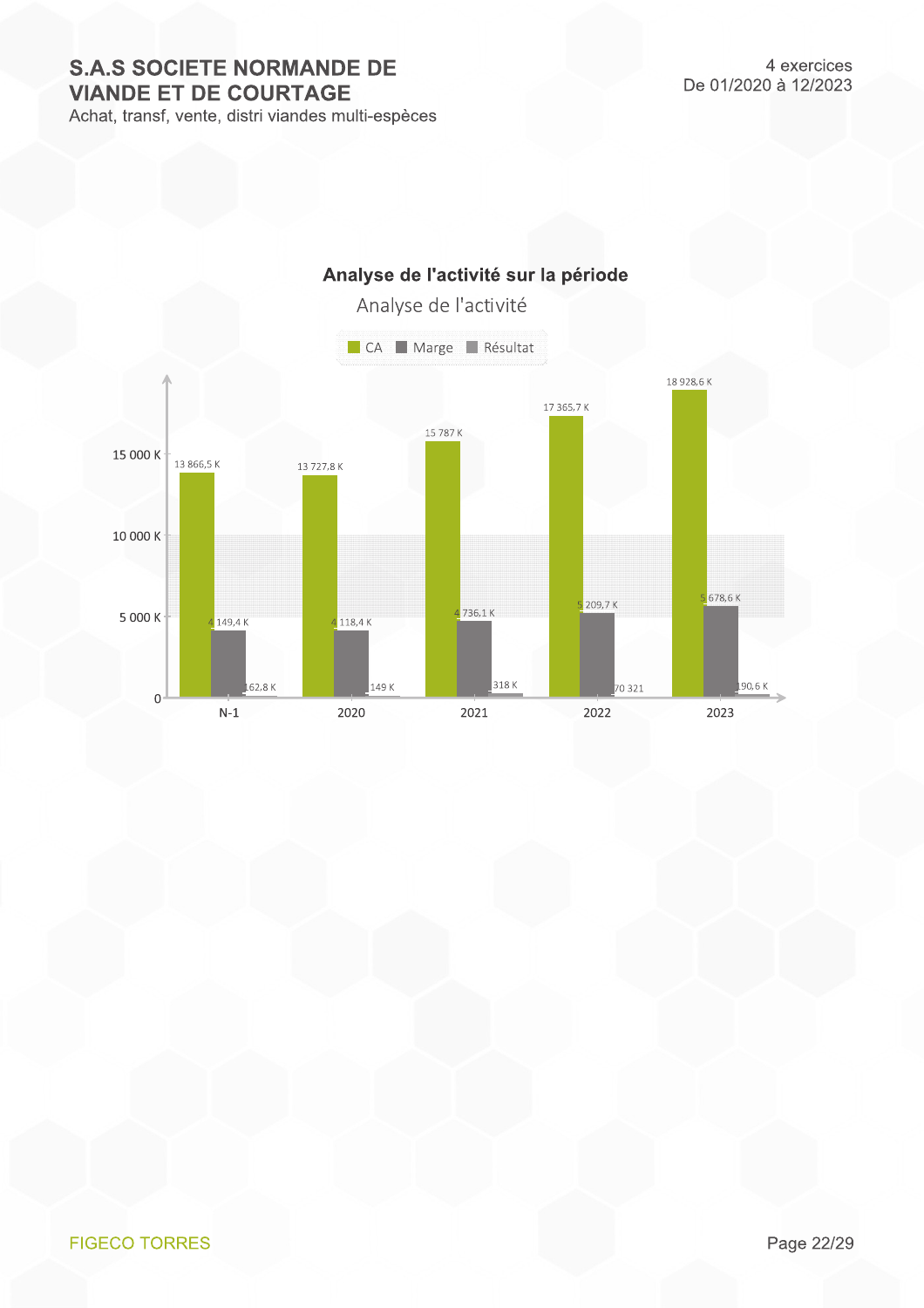# S.A.S SOCIETE NORMANDE DE VIANDE ET DE COURTAGE

Achat, transf, vente, distri viandes multi-espèces

4 exercices
De 01/2020 à 12/2023

## Analyse de l'activité sur la période

Analyse de l'activité

| | CA | Marge | Résultat |
|---|---|---|---|
| N-1 | 13 866,5 K | 4 149,4 K | 162,8 K |
| 2020 | 13 727,8 K | 4 118,4 K | 149 K |
| 2021 | 15 787 K | 4 736,1 K | 318 K |
| 2022 | 17 365,7 K | 5 209,7 K | 70 321 |
| 2023 | 18 928,6 K | 5 678,6 K | 190,6 K |

FIGECO TORRES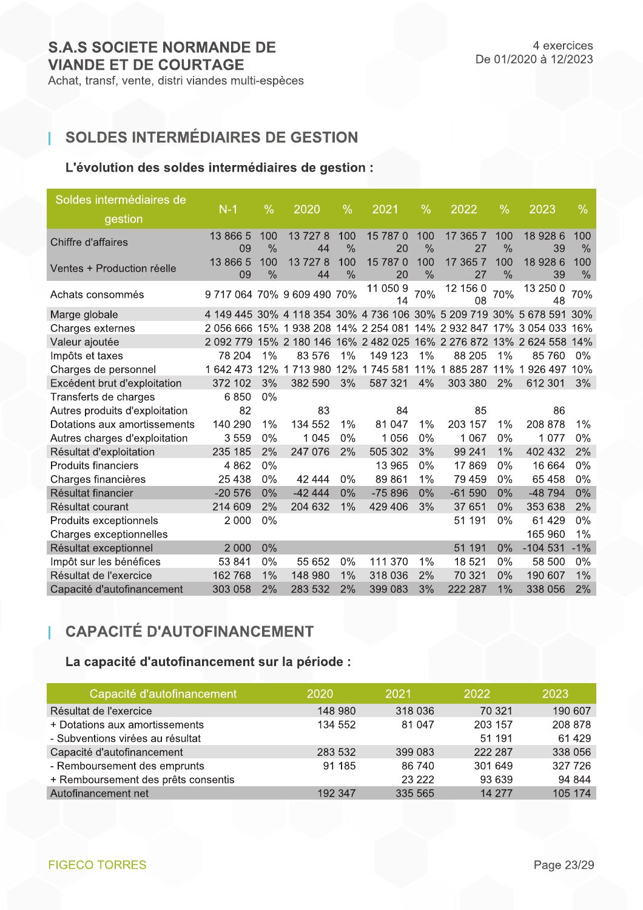S.A.S SOCIETE NORMANDE DE VIANDE ET DE COURTAGE

Achat, transf, vente, distri viandes multi-espèces

4 exercices
De 01/2020 à 12/2023

# SOLDES INTERMÉDIAIRES DE GESTION

### L'évolution des soldes intermédiaires de gestion :

| Soldes intermédiaires de gestion | N-1 | % | 2020 | % | 2021 | % | 2022 | % | 2023 | % |
|---|---|---|---|---|---|---|---|---|---|---|
| Chiffre d'affaires | 13 866 509 | 100 % | 13 727 844 | 100 % | 15 787 020 | 100 % | 17 365 727 | 100 % | 18 928 639 | 100 % |
| Ventes + Production réelle | 13 866 509 | 100 % | 13 727 844 | 100 % | 15 787 020 | 100 % | 17 365 727 | 100 % | 18 928 639 | 100 % |
| Achats consommés | 9 717 064 | 70% | 9 609 490 | 70% | 11 050 914 | 70% | 12 156 008 | 70% | 13 250 048 | 70% |
| Marge globale | 4 149 445 | 30% | 4 118 354 | 30% | 4 736 106 | 30% | 5 209 719 | 30% | 5 678 591 | 30% |
| Charges externes | 2 056 666 | 15% | 1 938 208 | 14% | 2 254 081 | 14% | 2 932 847 | 17% | 3 054 033 | 16% |
| Valeur ajoutée | 2 092 779 | 15% | 2 180 146 | 16% | 2 482 025 | 16% | 2 276 872 | 13% | 2 624 558 | 14% |
| Impôts et taxes | 78 204 | 1% | 83 576 | 1% | 149 123 | 1% | 88 205 | 1% | 85 760 | 0% |
| Charges de personnel | 1 642 473 | 12% | 1 713 980 | 12% | 1 745 581 | 11% | 1 885 287 | 11% | 1 926 497 | 10% |
| Excédent brut d'exploitation | 372 102 | 3% | 382 590 | 3% | 587 321 | 4% | 303 380 | 2% | 612 301 | 3% |
| Transferts de charges | 6 850 | 0% | | | | | | | | |
| Autres produits d'exploitation | 82 | | 83 | | 84 | | 85 | | 86 | |
| Dotations aux amortissements | 140 290 | 1% | 134 552 | 1% | 81 047 | 1% | 203 157 | 1% | 208 878 | 1% |
| Autres charges d'exploitation | 3 559 | 0% | 1 045 | 0% | 1 056 | 0% | 1 067 | 0% | 1 077 | 0% |
| Résultat d'exploitation | 235 185 | 2% | 247 076 | 2% | 505 302 | 3% | 99 241 | 1% | 402 432 | 2% |
| Produits financiers | 4 862 | 0% | | | 13 965 | 0% | 17 869 | 0% | 16 664 | 0% |
| Charges financières | 25 438 | 0% | 42 444 | 0% | 89 861 | 1% | 79 459 | 0% | 65 458 | 0% |
| Résultat financier | -20 576 | 0% | -42 444 | 0% | -75 896 | 0% | -61 590 | 0% | -48 794 | 0% |
| Résultat courant | 214 609 | 2% | 204 632 | 1% | 429 406 | 3% | 37 651 | 0% | 353 638 | 2% |
| Produits exceptionnels | 2 000 | 0% | | | | | 51 191 | 0% | 61 429 | 0% |
| Charges exceptionnelles | | | | | | | | | 165 960 | 1% |
| Résultat exceptionnel | 2 000 | 0% | | | | | 51 191 | 0% | -104 531 | -1% |
| Impôt sur les bénéfices | 53 841 | 0% | 55 652 | 0% | 111 370 | 1% | 18 521 | 0% | 58 500 | 0% |
| Résultat de l'exercice | 162 768 | 1% | 148 980 | 1% | 318 036 | 2% | 70 321 | 0% | 190 607 | 1% |
| Capacité d'autofinancement | 303 058 | 2% | 283 532 | 2% | 399 083 | 3% | 222 287 | 1% | 338 056 | 2% |

# CAPACITÉ D'AUTOFINANCEMENT

### La capacité d'autofinancement sur la période :

| Capacité d'autofinancement | 2020 | 2021 | 2022 | 2023 |
|---|---|---|---|---|
| Résultat de l'exercice | 148 980 | 318 036 | 70 321 | 190 607 |
| + Dotations aux amortissements | 134 552 | 81 047 | 203 157 | 208 878 |
| - Subventions virées au résultat | | | 51 191 | 61 429 |
| Capacité d'autofinancement | 283 532 | 399 083 | 222 287 | 338 056 |
| - Remboursement des emprunts | 91 185 | 86 740 | 301 649 | 327 726 |
| + Remboursement des prêts consentis | | 23 222 | 93 639 | 94 844 |
| Autofinancement net | 192 347 | 335 565 | 14 277 | 105 174 |

FIGECO TORRES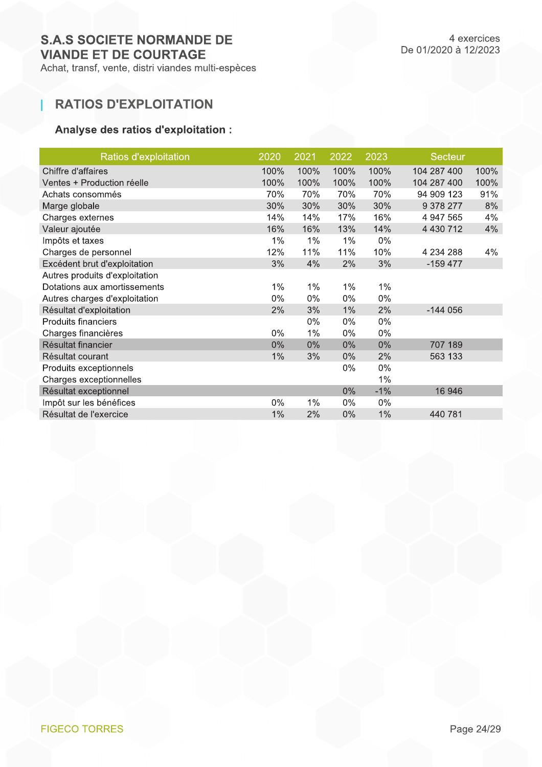S.A.S SOCIETE NORMANDE DE VIANDE ET DE COURTAGE
Achat, transf, vente, distri viandes multi-espèces

4 exercices
De 01/2020 à 12/2023

## RATIOS D'EXPLOITATION

### Analyse des ratios d'exploitation :

| Ratios d'exploitation | 2020 | 2021 | 2022 | 2023 | Secteur | |
|---|---|---|---|---|---|---|
| Chiffre d'affaires | 100% | 100% | 100% | 100% | 104 287 400 | 100% |
| Ventes + Production réelle | 100% | 100% | 100% | 100% | 104 287 400 | 100% |
| Achats consommés | 70% | 70% | 70% | 70% | 94 909 123 | 91% |
| Marge globale | 30% | 30% | 30% | 30% | 9 378 277 | 8% |
| Charges externes | 14% | 14% | 17% | 16% | 4 947 565 | 4% |
| Valeur ajoutée | 16% | 16% | 13% | 14% | 4 430 712 | 4% |
| Impôts et taxes | 1% | 1% | 1% | 0% | | |
| Charges de personnel | 12% | 11% | 11% | 10% | 4 234 288 | 4% |
| Excédent brut d'exploitation | 3% | 4% | 2% | 3% | -159 477 | |
| Autres produits d'exploitation | | | | | | |
| Dotations aux amortissements | 1% | 1% | 1% | 1% | | |
| Autres charges d'exploitation | 0% | 0% | 0% | 0% | | |
| Résultat d'exploitation | 2% | 3% | 1% | 2% | -144 056 | |
| Produits financiers | | 0% | 0% | 0% | | |
| Charges financières | 0% | 1% | 0% | 0% | | |
| Résultat financier | 0% | 0% | 0% | 0% | 707 189 | |
| Résultat courant | 1% | 3% | 0% | 2% | 563 133 | |
| Produits exceptionnels | | | 0% | 0% | | |
| Charges exceptionnelles | | | | 1% | | |
| Résultat exceptionnel | | | 0% | -1% | 16 946 | |
| Impôt sur les bénéfices | 0% | 1% | 0% | 0% | | |
| Résultat de l'exercice | 1% | 2% | 0% | 1% | 440 781 | |

FIGECO TORRES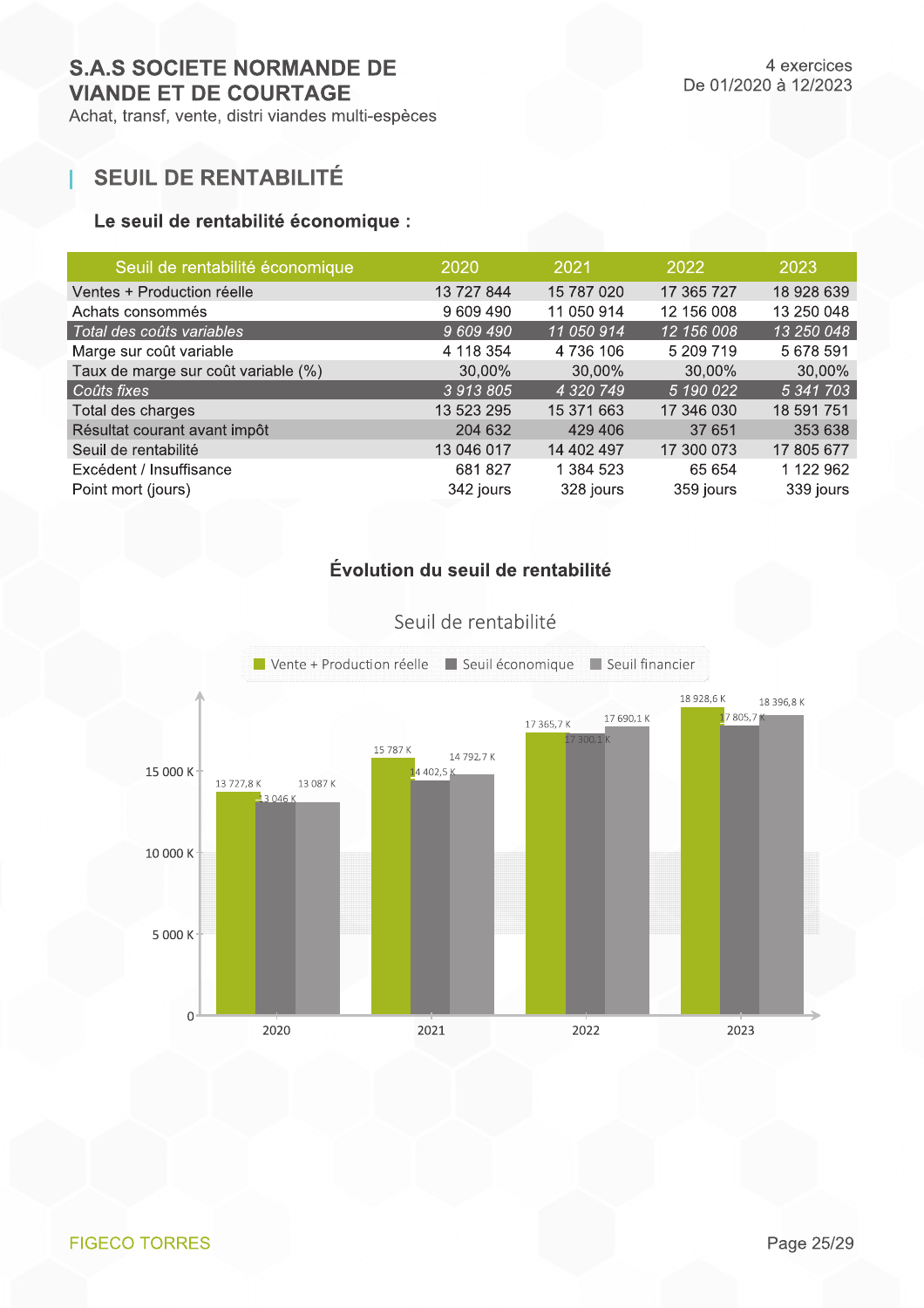## SEUIL DE RENTABILITÉ

### Le seuil de rentabilité économique :

| Seuil de rentabilité économique | 2020 | 2021 | 2022 | 2023 |
|---|---|---|---|---|
| Ventes + Production réelle | 13 727 844 | 15 787 020 | 17 365 727 | 18 928 639 |
| Achats consommés | 9 609 490 | 11 050 914 | 12 156 008 | 13 250 048 |
| *Total des coûts variables* | *9 609 490* | *11 050 914* | *12 156 008* | *13 250 048* |
| Marge sur coût variable | 4 118 354 | 4 736 106 | 5 209 719 | 5 678 591 |
| Taux de marge sur coût variable (%) | 30,00% | 30,00% | 30,00% | 30,00% |
| *Coûts fixes* | *3 913 805* | *4 320 749* | *5 190 022* | *5 341 703* |
| Total des charges | 13 523 295 | 15 371 663 | 17 346 030 | 18 591 751 |
| Résultat courant avant impôt | 204 632 | 429 406 | 37 651 | 353 638 |
| Seuil de rentabilité | 13 046 017 | 14 402 497 | 17 300 073 | 17 805 677 |
| Excédent / Insuffisance | 681 827 | 1 384 523 | 65 654 | 1 122 962 |
| Point mort (jours) | 342 jours | 328 jours | 359 jours | 339 jours |

### Évolution du seuil de rentabilité

Seuil de rentabilité

| | Vente + Production réelle | Seuil économique | Seuil financier |
|---|---|---|---|
| 2020 | 13 727,8 K | 13 046 K | 13 087 K |
| 2021 | 15 787 K | 14 402,5 K | 14 792,7 K |
| 2022 | 17 365,7 K | 17 300,1 K | 17 690,1 K |
| 2023 | 18 928,6 K | 17 805,7 K | 18 396,8 K |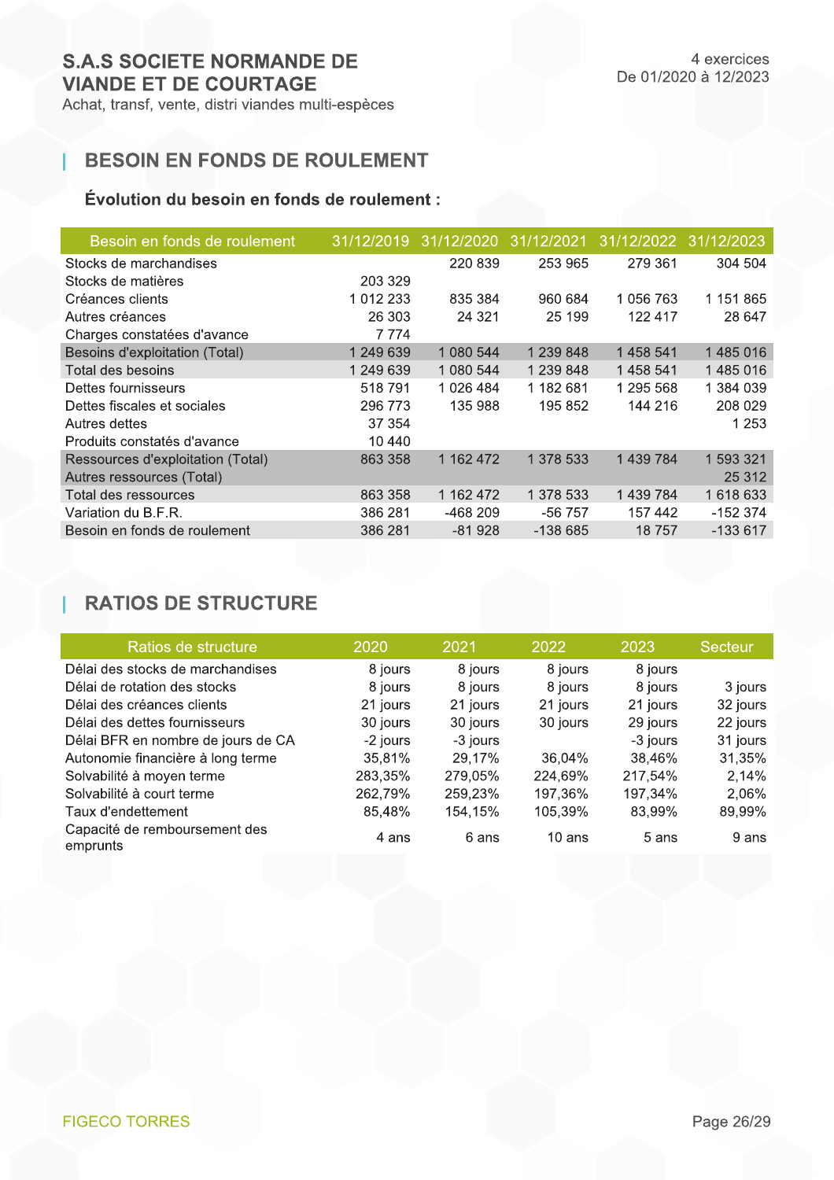S.A.S SOCIETE NORMANDE DE VIANDE ET DE COURTAGE
Achat, transf, vente, distri viandes multi-espèces

4 exercices
De 01/2020 à 12/2023

## BESOIN EN FONDS DE ROULEMENT

### Évolution du besoin en fonds de roulement :

| Besoin en fonds de roulement | 31/12/2019 | 31/12/2020 | 31/12/2021 | 31/12/2022 | 31/12/2023 |
|---|---|---|---|---|---|
| Stocks de marchandises | | 220 839 | 253 965 | 279 361 | 304 504 |
| Stocks de matières | 203 329 | | | | |
| Créances clients | 1 012 233 | 835 384 | 960 684 | 1 056 763 | 1 151 865 |
| Autres créances | 26 303 | 24 321 | 25 199 | 122 417 | 28 647 |
| Charges constatées d'avance | 7 774 | | | | |
| Besoins d'exploitation (Total) | 1 249 639 | 1 080 544 | 1 239 848 | 1 458 541 | 1 485 016 |
| Total des besoins | 1 249 639 | 1 080 544 | 1 239 848 | 1 458 541 | 1 485 016 |
| Dettes fournisseurs | 518 791 | 1 026 484 | 1 182 681 | 1 295 568 | 1 384 039 |
| Dettes fiscales et sociales | 296 773 | 135 988 | 195 852 | 144 216 | 208 029 |
| Autres dettes | 37 354 | | | | 1 253 |
| Produits constatés d'avance | 10 440 | | | | |
| Ressources d'exploitation (Total) | 863 358 | 1 162 472 | 1 378 533 | 1 439 784 | 1 593 321 |
| Autres ressources (Total) | | | | | 25 312 |
| Total des ressources | 863 358 | 1 162 472 | 1 378 533 | 1 439 784 | 1 618 633 |
| Variation du B.F.R. | 386 281 | -468 209 | -56 757 | 157 442 | -152 374 |
| Besoin en fonds de roulement | 386 281 | -81 928 | -138 685 | 18 757 | -133 617 |

## RATIOS DE STRUCTURE

| Ratios de structure | 2020 | 2021 | 2022 | 2023 | Secteur |
|---|---|---|---|---|---|
| Délai des stocks de marchandises | 8 jours | 8 jours | 8 jours | 8 jours | |
| Délai de rotation des stocks | 8 jours | 8 jours | 8 jours | 8 jours | 3 jours |
| Délai des créances clients | 21 jours | 21 jours | 21 jours | 21 jours | 32 jours |
| Délai des dettes fournisseurs | 30 jours | 30 jours | 30 jours | 29 jours | 22 jours |
| Délai BFR en nombre de jours de CA | -2 jours | -3 jours | | -3 jours | 31 jours |
| Autonomie financière à long terme | 35,81% | 29,17% | 36,04% | 38,46% | 31,35% |
| Solvabilité à moyen terme | 283,35% | 279,05% | 224,69% | 217,54% | 2,14% |
| Solvabilité à court terme | 262,79% | 259,23% | 197,36% | 197,34% | 2,06% |
| Taux d'endettement | 85,48% | 154,15% | 105,39% | 83,99% | 89,99% |
| Capacité de remboursement des emprunts | 4 ans | 6 ans | 10 ans | 5 ans | 9 ans |

FIGECO TORRES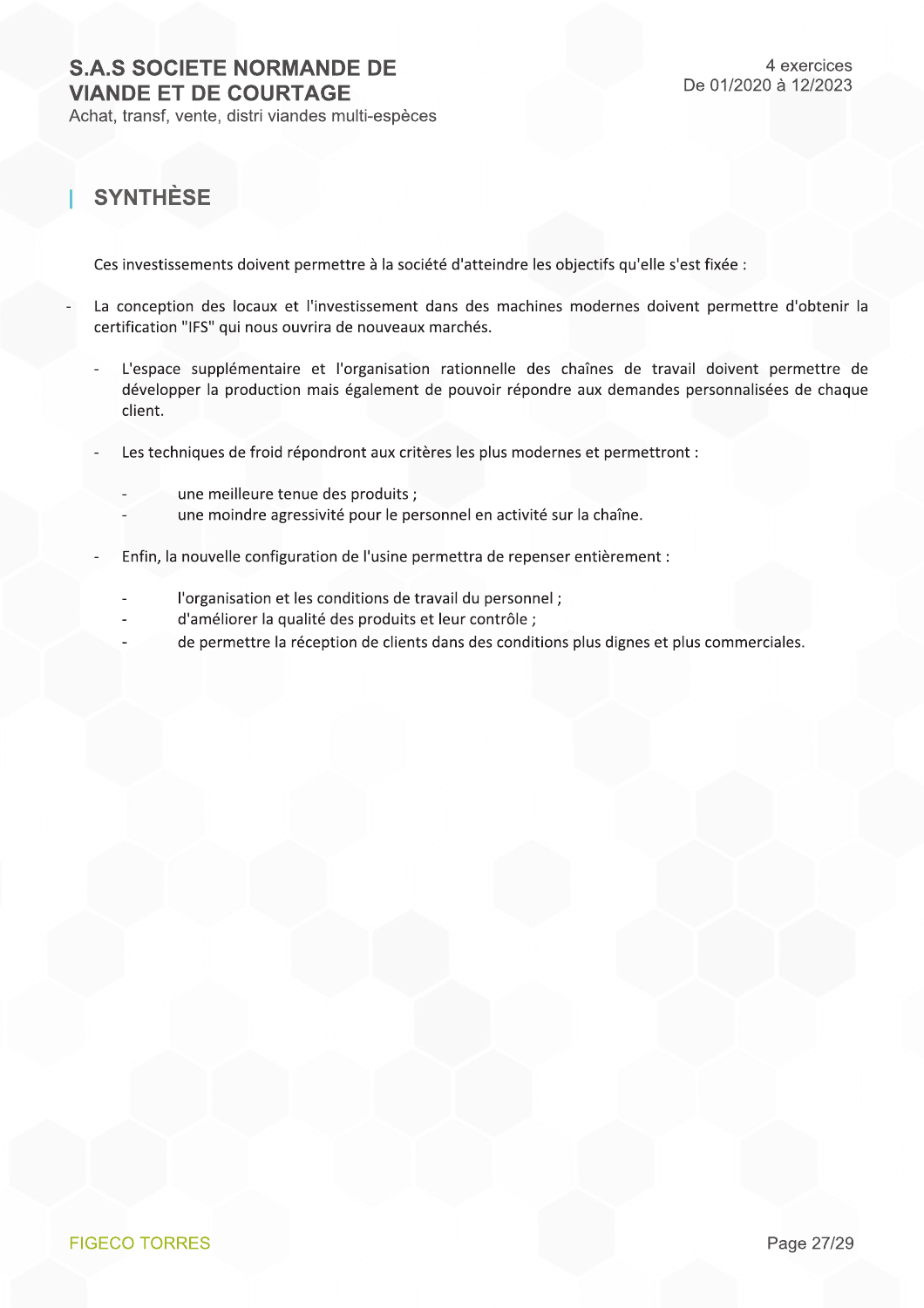## SYNTHÈSE

Ces investissements doivent permettre à la société d'atteindre les objectifs qu'elle s'est fixée :

- La conception des locaux et l'investissement dans des machines modernes doivent permettre d'obtenir la certification "IFS" qui nous ouvrira de nouveaux marchés.

  - L'espace supplémentaire et l'organisation rationnelle des chaînes de travail doivent permettre de développer la production mais également de pouvoir répondre aux demandes personnalisées de chaque client.

  - Les techniques de froid répondront aux critères les plus modernes et permettront :

    - une meilleure tenue des produits ;
    - une moindre agressivité pour le personnel en activité sur la chaîne.

  - Enfin, la nouvelle configuration de l'usine permettra de repenser entièrement :

    - l'organisation et les conditions de travail du personnel ;
    - d'améliorer la qualité des produits et leur contrôle ;
    - de permettre la réception de clients dans des conditions plus dignes et plus commerciales.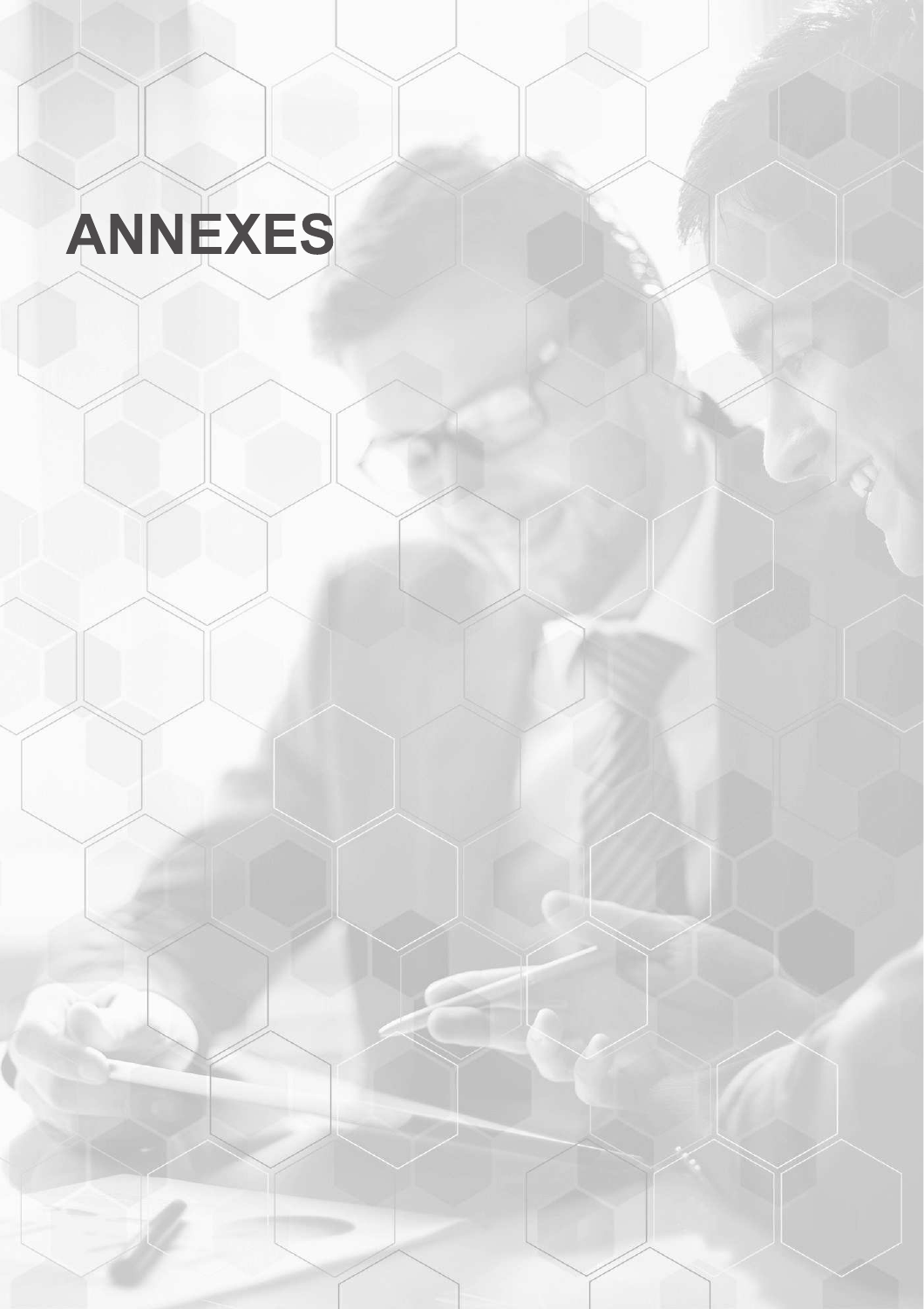# ANNEXES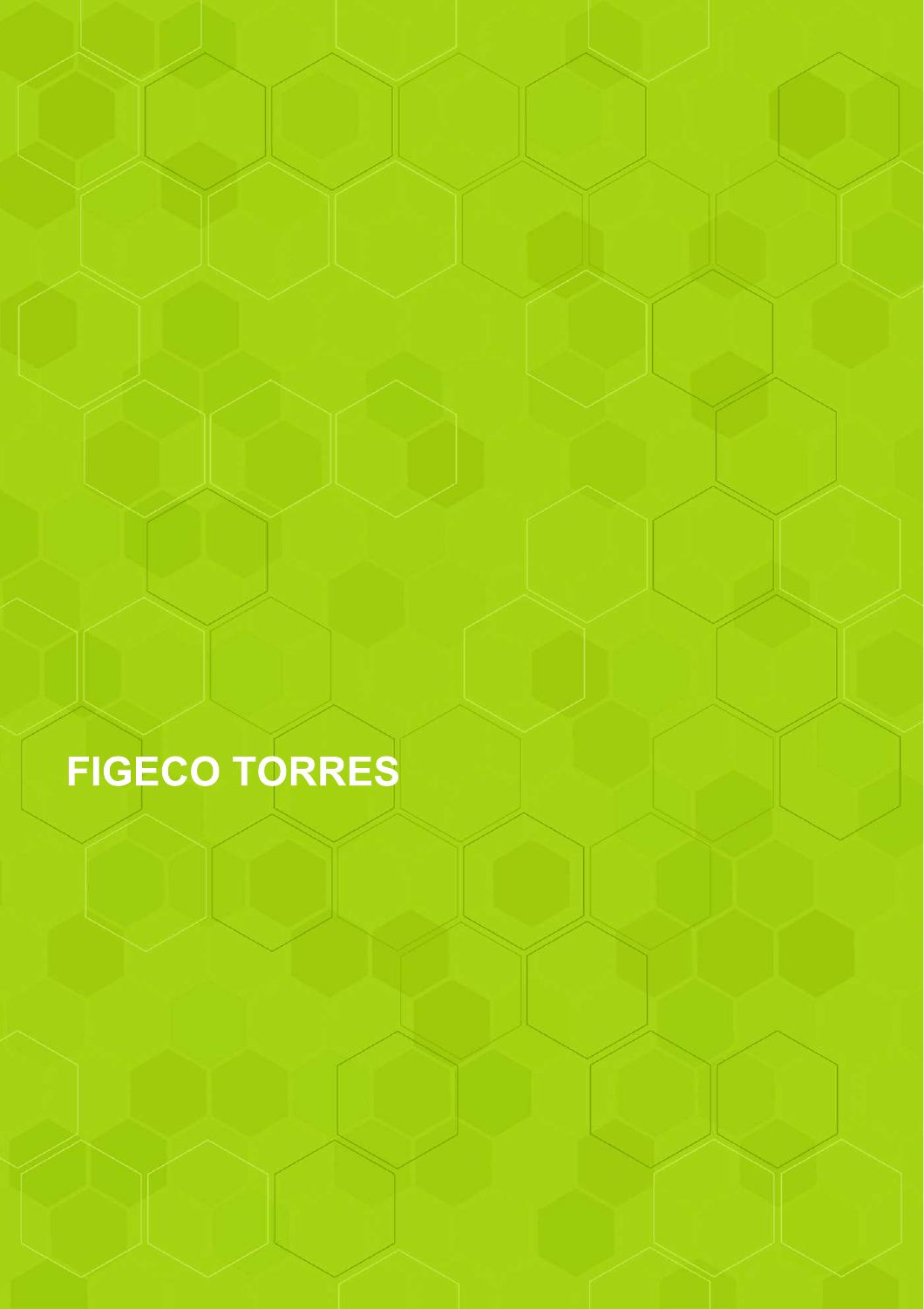**FIGECO TORRES**